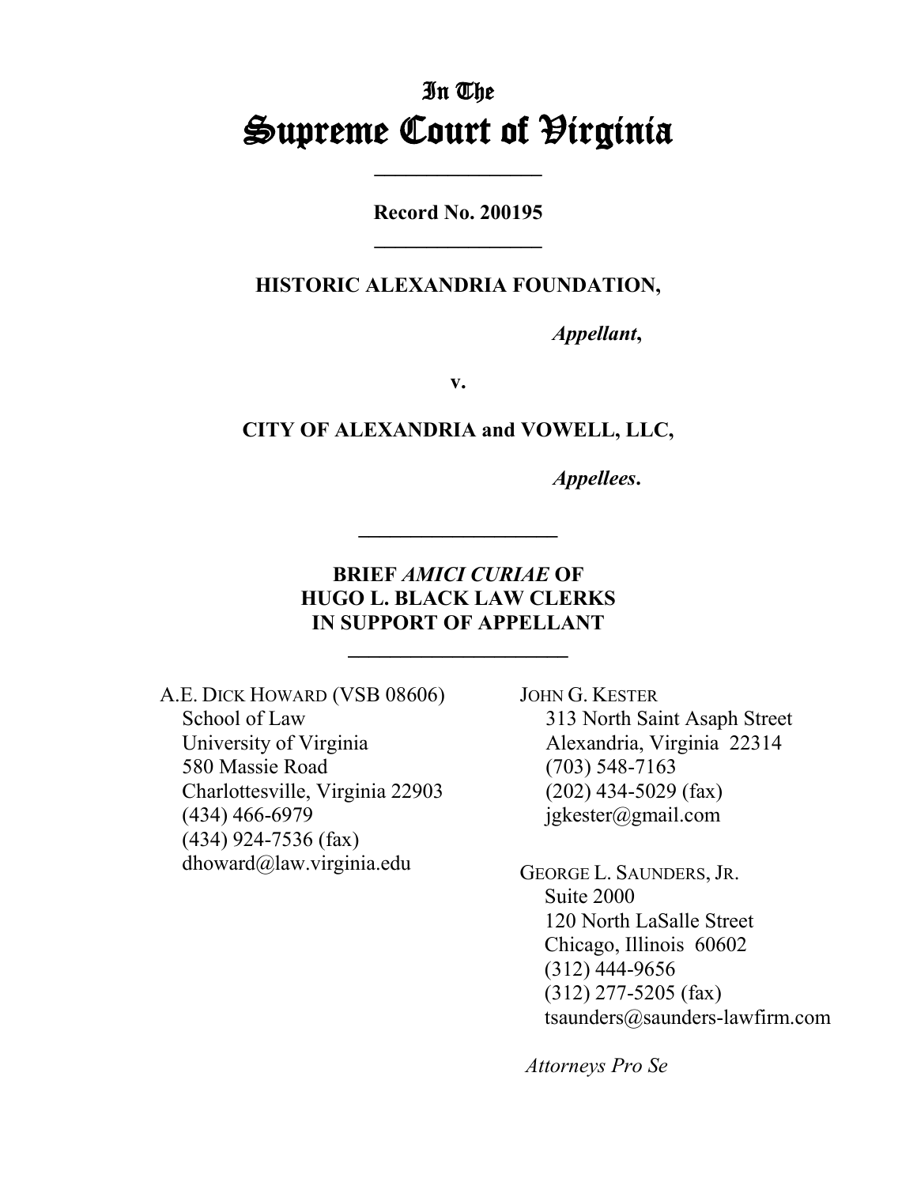# In The
# Supreme Court of Virginia

---

**Record No. 200195**

---

**HISTORIC ALEXANDRIA FOUNDATION,**

*Appellant*,

**v.**

**CITY OF ALEXANDRIA and VOWELL, LLC,**

*Appellees*.

---

**BRIEF *AMICI CURIAE* OF**
**HUGO L. BLACK LAW CLERKS**
**IN SUPPORT OF APPELLANT**

---

A.E. DICK HOWARD (VSB 08606)
School of Law
University of Virginia
580 Massie Road
Charlottesville, Virginia 22903
(434) 466-6979
(434) 924-7536 (fax)
dhoward@law.virginia.edu

JOHN G. KESTER
313 North Saint Asaph Street
Alexandria, Virginia 22314
(703) 548-7163
(202) 434-5029 (fax)
jgkester@gmail.com

GEORGE L. SAUNDERS, JR.
Suite 2000
120 North LaSalle Street
Chicago, Illinois 60602
(312) 444-9656
(312) 277-5205 (fax)
tsaunders@saunders-lawfirm.com

*Attorneys Pro Se*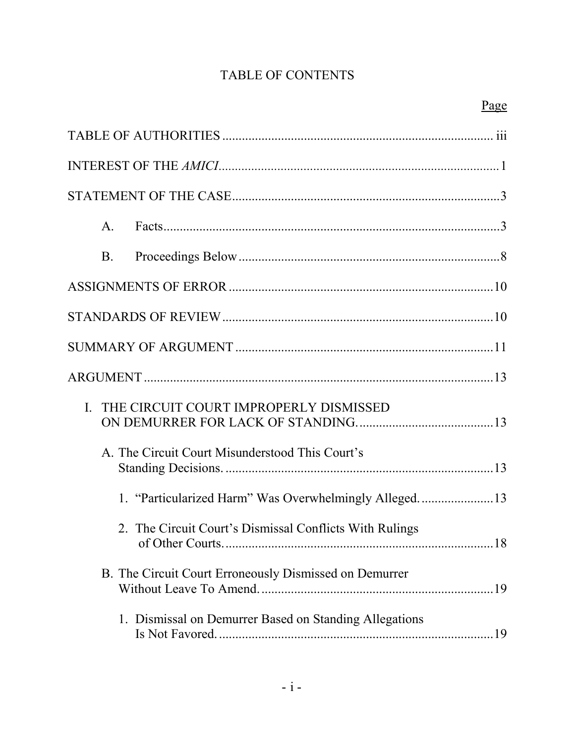# TABLE OF CONTENTS

Page

TABLE OF AUTHORITIES .................................................................................. iii

INTEREST OF THE *AMICI*..................................................................................1

STATEMENT OF THE CASE................................................................................3

A. Facts.......................................................................................................3

B. Proceedings Below ...............................................................................8

ASSIGNMENTS OF ERROR ...............................................................................10

STANDARDS OF REVIEW..................................................................................10

SUMMARY OF ARGUMENT .............................................................................11

ARGUMENT .........................................................................................................13

I. THE CIRCUIT COURT IMPROPERLY DISMISSED ON DEMURRER FOR LACK OF STANDING..........................................13

A. The Circuit Court Misunderstood This Court's Standing Decisions. ..................................................................................13

1. "Particularized Harm" Was Overwhelmingly Alleged. .....................13

2. The Circuit Court's Dismissal Conflicts With Rulings of Other Courts. .................................................................................18

B. The Circuit Court Erroneously Dismissed on Demurrer Without Leave To Amend. .......................................................................19

1. Dismissal on Demurrer Based on Standing Allegations Is Not Favored. ....................................................................................19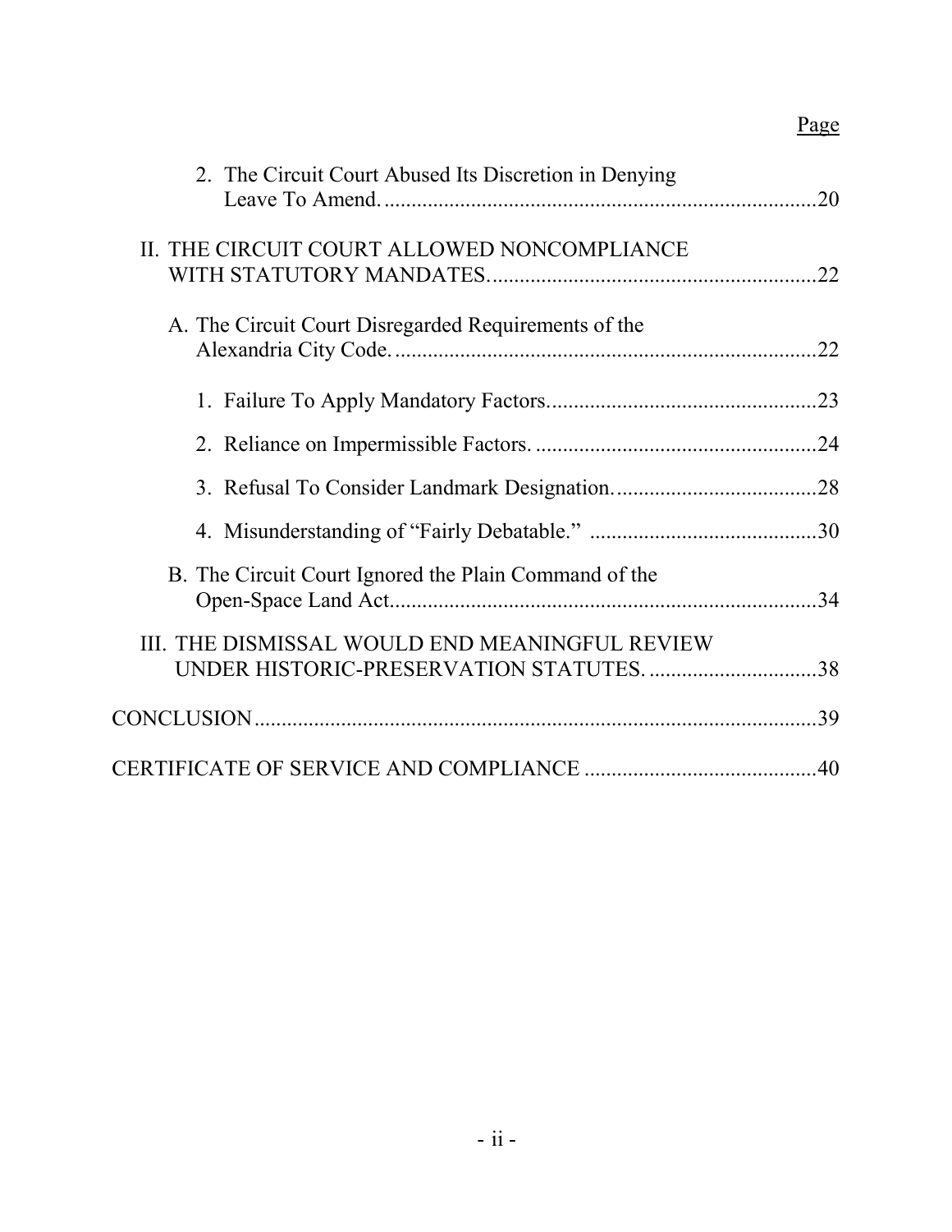Page

2. The Circuit Court Abused Its Discretion in Denying Leave To Amend. ....20

II. THE CIRCUIT COURT ALLOWED NONCOMPLIANCE WITH STATUTORY MANDATES. ....22

A. The Circuit Court Disregarded Requirements of the Alexandria City Code. ....22

1. Failure To Apply Mandatory Factors. ....23

2. Reliance on Impermissible Factors. ....24

3. Refusal To Consider Landmark Designation. ....28

4. Misunderstanding of "Fairly Debatable." ....30

B. The Circuit Court Ignored the Plain Command of the Open-Space Land Act. ....34

III. THE DISMISSAL WOULD END MEANINGFUL REVIEW UNDER HISTORIC-PRESERVATION STATUTES. ....38

CONCLUSION ....39

CERTIFICATE OF SERVICE AND COMPLIANCE ....40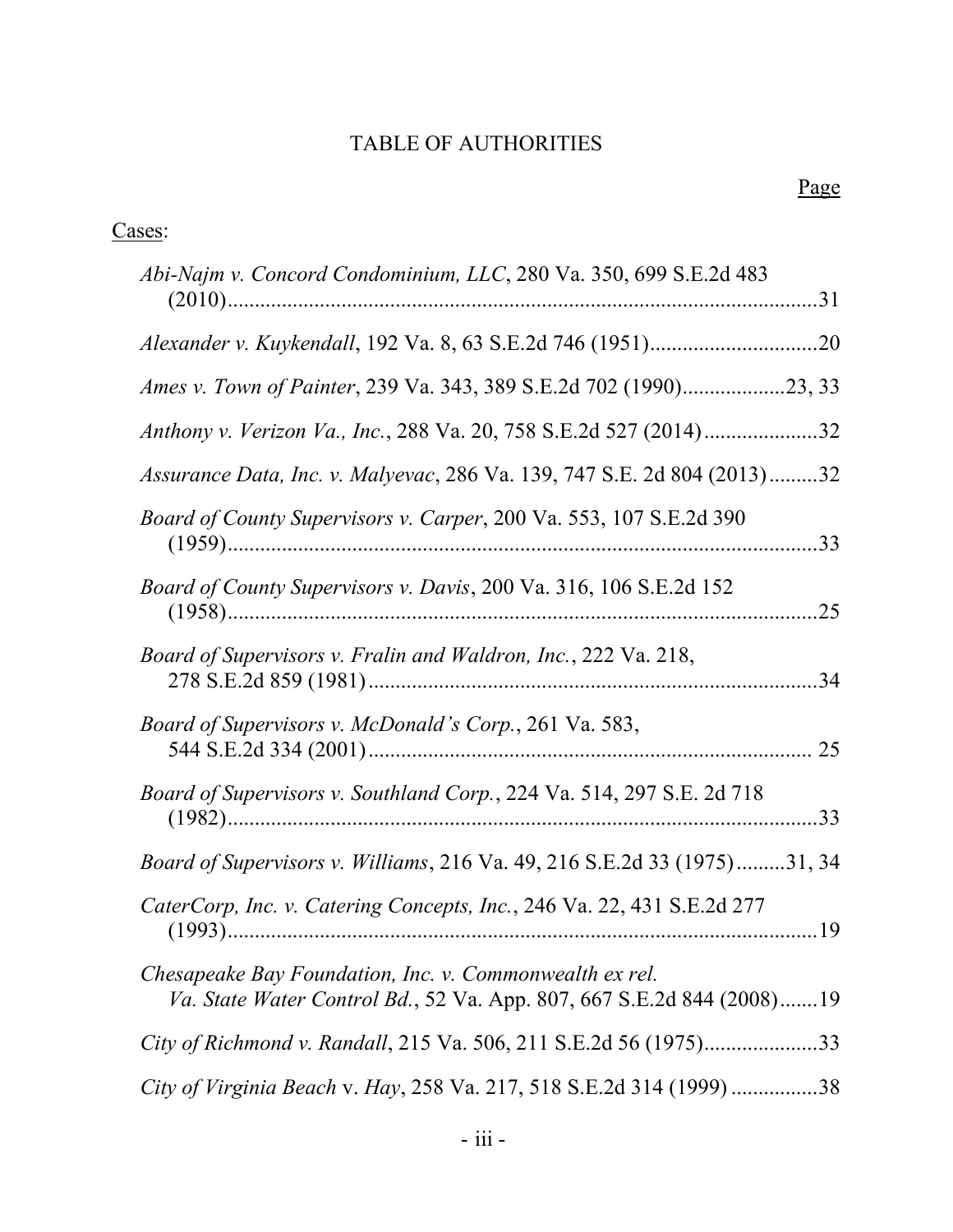# TABLE OF AUTHORITIES

Page

Cases:

*Abi-Najm v. Concord Condominium, LLC*, 280 Va. 350, 699 S.E.2d 483 (2010) .......... 31

*Alexander v. Kuykendall*, 192 Va. 8, 63 S.E.2d 746 (1951) .......... 20

*Ames v. Town of Painter*, 239 Va. 343, 389 S.E.2d 702 (1990) .......... 23, 33

*Anthony v. Verizon Va., Inc.*, 288 Va. 20, 758 S.E.2d 527 (2014) .......... 32

*Assurance Data, Inc. v. Malyevac*, 286 Va. 139, 747 S.E. 2d 804 (2013) .......... 32

*Board of County Supervisors v. Carper*, 200 Va. 553, 107 S.E.2d 390 (1959) .......... 33

*Board of County Supervisors v. Davis*, 200 Va. 316, 106 S.E.2d 152 (1958) .......... 25

*Board of Supervisors v. Fralin and Waldron, Inc.*, 222 Va. 218, 278 S.E.2d 859 (1981) .......... 34

*Board of Supervisors v. McDonald's Corp.*, 261 Va. 583, 544 S.E.2d 334 (2001) .......... 25

*Board of Supervisors v. Southland Corp.*, 224 Va. 514, 297 S.E. 2d 718 (1982) .......... 33

*Board of Supervisors v. Williams*, 216 Va. 49, 216 S.E.2d 33 (1975) .......... 31, 34

*CaterCorp, Inc. v. Catering Concepts, Inc.*, 246 Va. 22, 431 S.E.2d 277 (1993) .......... 19

*Chesapeake Bay Foundation, Inc. v. Commonwealth ex rel. Va. State Water Control Bd.*, 52 Va. App. 807, 667 S.E.2d 844 (2008) .......... 19

*City of Richmond v. Randall*, 215 Va. 506, 211 S.E.2d 56 (1975) .......... 33

*City of Virginia Beach* v. *Hay*, 258 Va. 217, 518 S.E.2d 314 (1999) .......... 38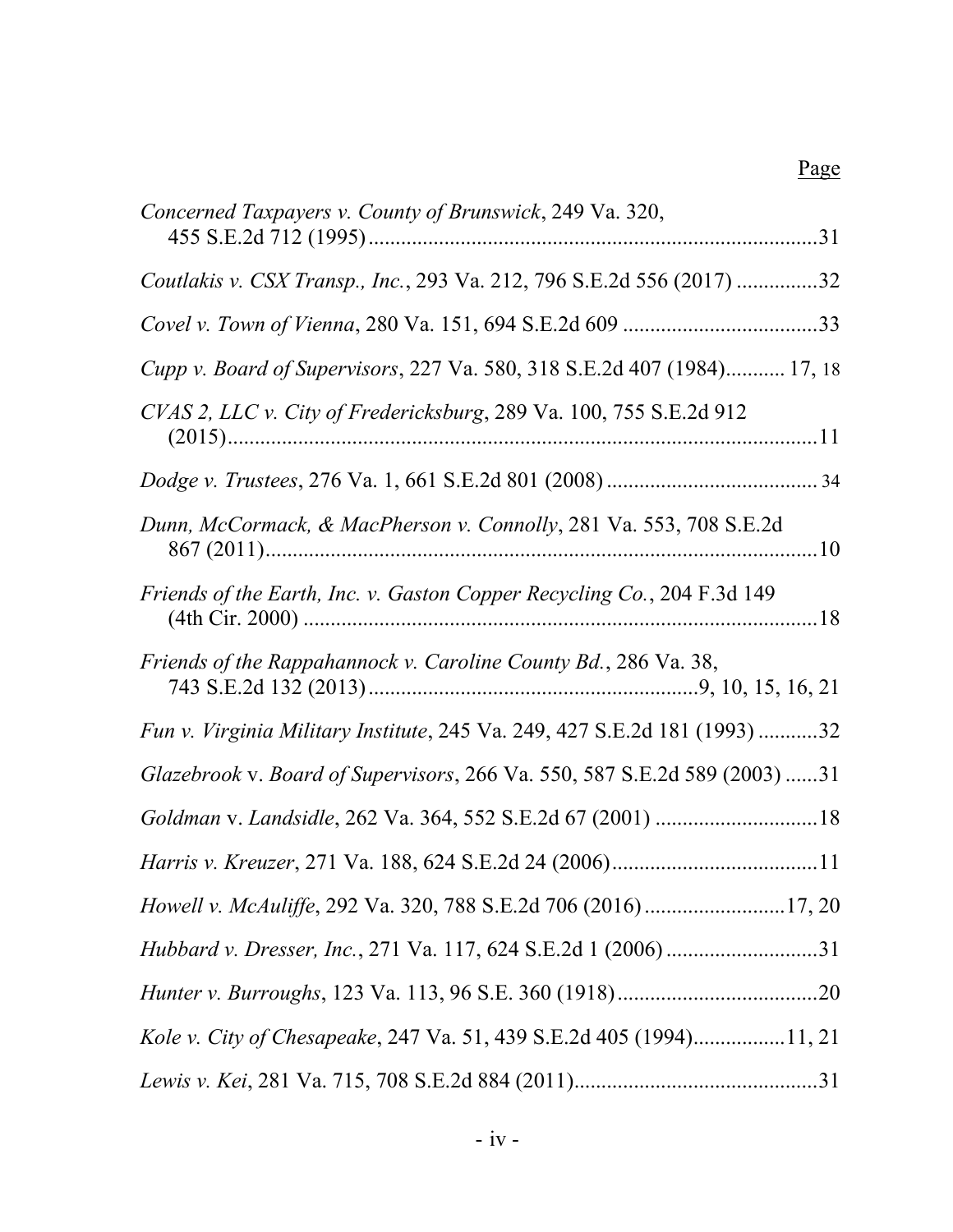Page

*Concerned Taxpayers v. County of Brunswick*, 249 Va. 320, 455 S.E.2d 712 (1995) .......... 31

*Coutlakis v. CSX Transp., Inc.*, 293 Va. 212, 796 S.E.2d 556 (2017) .......... 32

*Covel v. Town of Vienna*, 280 Va. 151, 694 S.E.2d 609 .......... 33

*Cupp v. Board of Supervisors*, 227 Va. 580, 318 S.E.2d 407 (1984) .......... 17, 18

*CVAS 2, LLC v. City of Fredericksburg*, 289 Va. 100, 755 S.E.2d 912 (2015) .......... 11

*Dodge v. Trustees*, 276 Va. 1, 661 S.E.2d 801 (2008) .......... 34

*Dunn, McCormack, & MacPherson v. Connolly*, 281 Va. 553, 708 S.E.2d 867 (2011) .......... 10

*Friends of the Earth, Inc. v. Gaston Copper Recycling Co.*, 204 F.3d 149 (4th Cir. 2000) .......... 18

*Friends of the Rappahannock v. Caroline County Bd.*, 286 Va. 38, 743 S.E.2d 132 (2013) .......... 9, 10, 15, 16, 21

*Fun v. Virginia Military Institute*, 245 Va. 249, 427 S.E.2d 181 (1993) .......... 32

*Glazebrook* v. *Board of Supervisors*, 266 Va. 550, 587 S.E.2d 589 (2003) .......... 31

*Goldman* v. *Landsidle*, 262 Va. 364, 552 S.E.2d 67 (2001) .......... 18

*Harris v. Kreuzer*, 271 Va. 188, 624 S.E.2d 24 (2006) .......... 11

*Howell v. McAuliffe*, 292 Va. 320, 788 S.E.2d 706 (2016) .......... 17, 20

*Hubbard v. Dresser, Inc.*, 271 Va. 117, 624 S.E.2d 1 (2006) .......... 31

*Hunter v. Burroughs*, 123 Va. 113, 96 S.E. 360 (1918) .......... 20

*Kole v. City of Chesapeake*, 247 Va. 51, 439 S.E.2d 405 (1994) .......... 11, 21

*Lewis v. Kei*, 281 Va. 715, 708 S.E.2d 884 (2011) .......... 31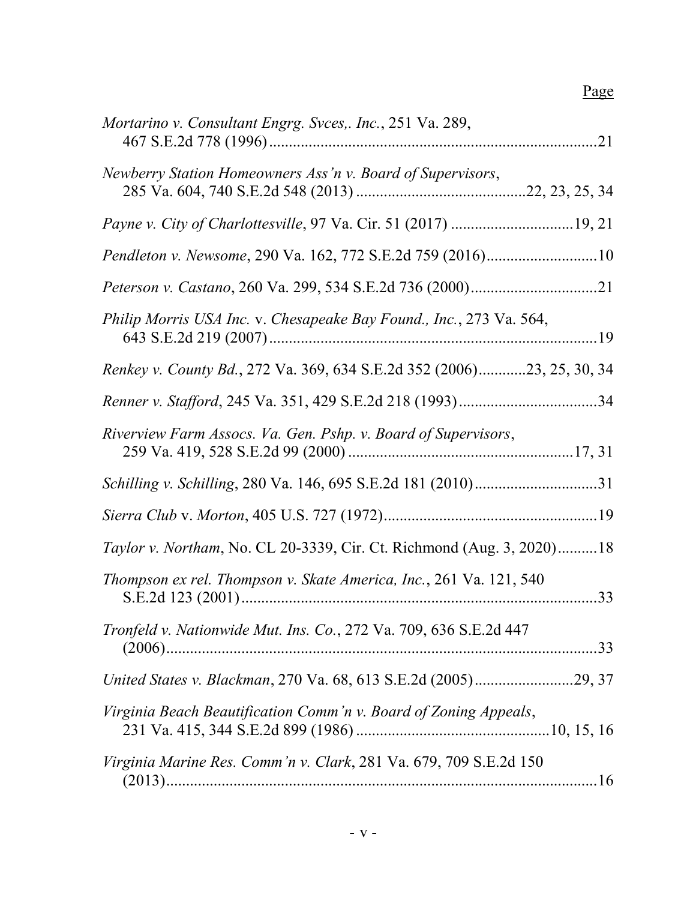Page

*Mortarino v. Consultant Engrg. Svces,. Inc.*, 251 Va. 289, 467 S.E.2d 778 (1996) .......... 21

*Newberry Station Homeowners Ass'n v. Board of Supervisors*, 285 Va. 604, 740 S.E.2d 548 (2013) .......... 22, 23, 25, 34

*Payne v. City of Charlottesville*, 97 Va. Cir. 51 (2017) .......... 19, 21

*Pendleton v. Newsome*, 290 Va. 162, 772 S.E.2d 759 (2016) .......... 10

*Peterson v. Castano*, 260 Va. 299, 534 S.E.2d 736 (2000) .......... 21

*Philip Morris USA Inc.* v. *Chesapeake Bay Found., Inc.*, 273 Va. 564, 643 S.E.2d 219 (2007) .......... 19

*Renkey v. County Bd.*, 272 Va. 369, 634 S.E.2d 352 (2006) .......... 23, 25, 30, 34

*Renner v. Stafford*, 245 Va. 351, 429 S.E.2d 218 (1993) .......... 34

*Riverview Farm Assocs. Va. Gen. Pshp. v. Board of Supervisors*, 259 Va. 419, 528 S.E.2d 99 (2000) .......... 17, 31

*Schilling v. Schilling*, 280 Va. 146, 695 S.E.2d 181 (2010) .......... 31

*Sierra Club* v. *Morton*, 405 U.S. 727 (1972) .......... 19

*Taylor v. Northam*, No. CL 20-3339, Cir. Ct. Richmond (Aug. 3, 2020) .......... 18

*Thompson ex rel. Thompson v. Skate America, Inc.*, 261 Va. 121, 540 S.E.2d 123 (2001) .......... 33

*Tronfeld v. Nationwide Mut. Ins. Co.*, 272 Va. 709, 636 S.E.2d 447 (2006) .......... 33

*United States v. Blackman*, 270 Va. 68, 613 S.E.2d (2005) .......... 29, 37

*Virginia Beach Beautification Comm'n v. Board of Zoning Appeals*, 231 Va. 415, 344 S.E.2d 899 (1986) .......... 10, 15, 16

*Virginia Marine Res. Comm'n v. Clark*, 281 Va. 679, 709 S.E.2d 150 (2013) .......... 16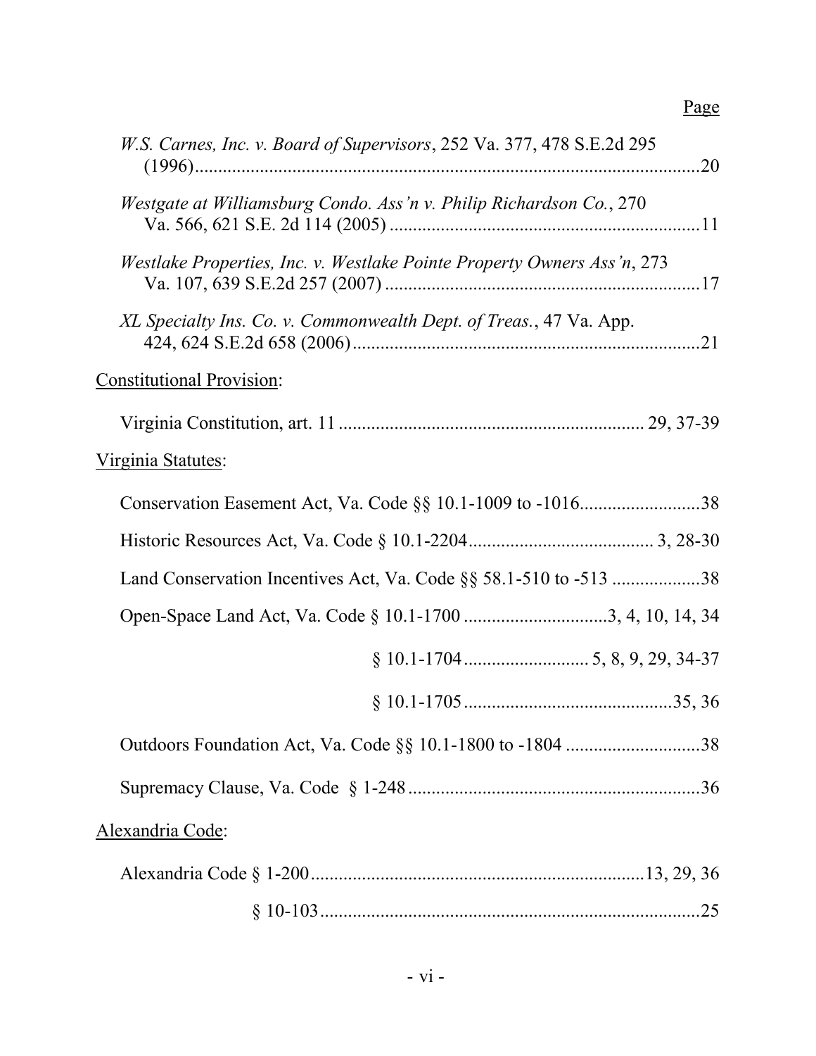Page

*W.S. Carnes, Inc. v. Board of Supervisors*, 252 Va. 377, 478 S.E.2d 295 (1996)....20

*Westgate at Williamsburg Condo. Ass'n v. Philip Richardson Co.*, 270 Va. 566, 621 S.E. 2d 114 (2005)....11

*Westlake Properties, Inc. v. Westlake Pointe Property Owners Ass'n*, 273 Va. 107, 639 S.E.2d 257 (2007)....17

*XL Specialty Ins. Co. v. Commonwealth Dept. of Treas.*, 47 Va. App. 424, 624 S.E.2d 658 (2006)....21

Constitutional Provision:

Virginia Constitution, art. 11 .... 29, 37-39

Virginia Statutes:

Conservation Easement Act, Va. Code §§ 10.1-1009 to -1016....38

Historic Resources Act, Va. Code § 10.1-2204.... 3, 28-30

Land Conservation Incentives Act, Va. Code §§ 58.1-510 to -513 ....38

Open-Space Land Act, Va. Code § 10.1-1700 ....3, 4, 10, 14, 34

§ 10.1-1704.... 5, 8, 9, 29, 34-37

§ 10.1-1705....35, 36

Outdoors Foundation Act, Va. Code §§ 10.1-1800 to -1804 ....38

Supremacy Clause, Va. Code § 1-248....36

Alexandria Code:

Alexandria Code § 1-200....13, 29, 36

§ 10-103....25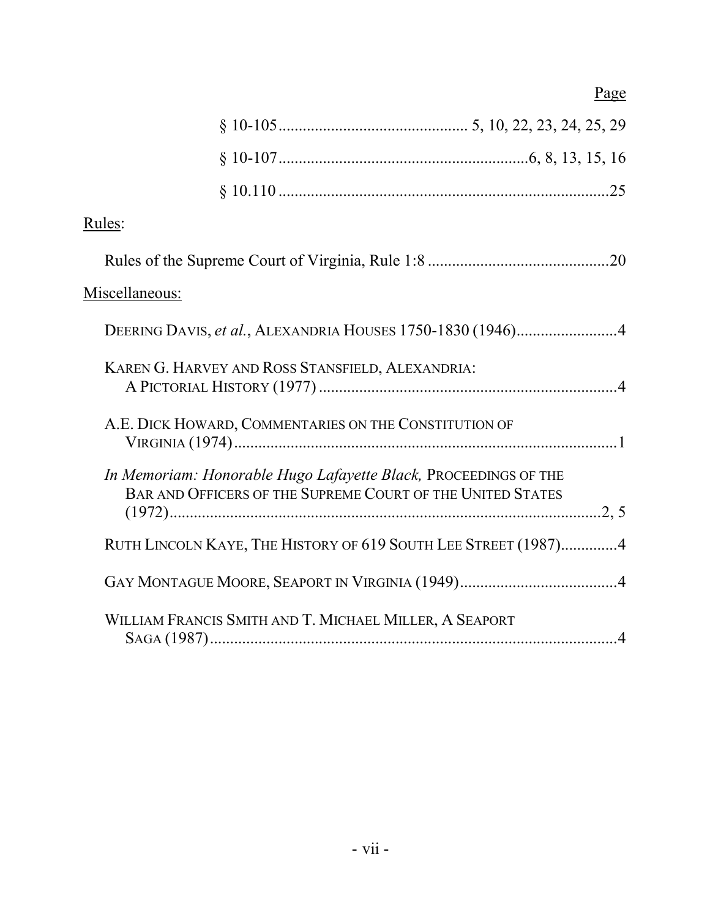Page

§ 10-105 .............................................. 5, 10, 22, 23, 24, 25, 29

§ 10-107 .............................................................6, 8, 13, 15, 16

§ 10.110 ..................................................................................25

Rules:

Rules of the Supreme Court of Virginia, Rule 1:8 .............................................20

Miscellaneous:

DEERING DAVIS, *et al.*, ALEXANDRIA HOUSES 1750-1830 (1946).........................4

KAREN G. HARVEY AND ROSS STANSFIELD, ALEXANDRIA: A PICTORIAL HISTORY (1977) ..........................................................................4

A.E. DICK HOWARD, COMMENTARIES ON THE CONSTITUTION OF VIRGINIA (1974) ................................................................................................1

*In Memoriam: Honorable Hugo Lafayette Black,* PROCEEDINGS OF THE BAR AND OFFICERS OF THE SUPREME COURT OF THE UNITED STATES (1972)..............................................................................................2, 5

RUTH LINCOLN KAYE, THE HISTORY OF 619 SOUTH LEE STREET (1987)..............4

GAY MONTAGUE MOORE, SEAPORT IN VIRGINIA (1949).......................................4

WILLIAM FRANCIS SMITH AND T. MICHAEL MILLER, A SEAPORT SAGA (1987).......................................................................................................4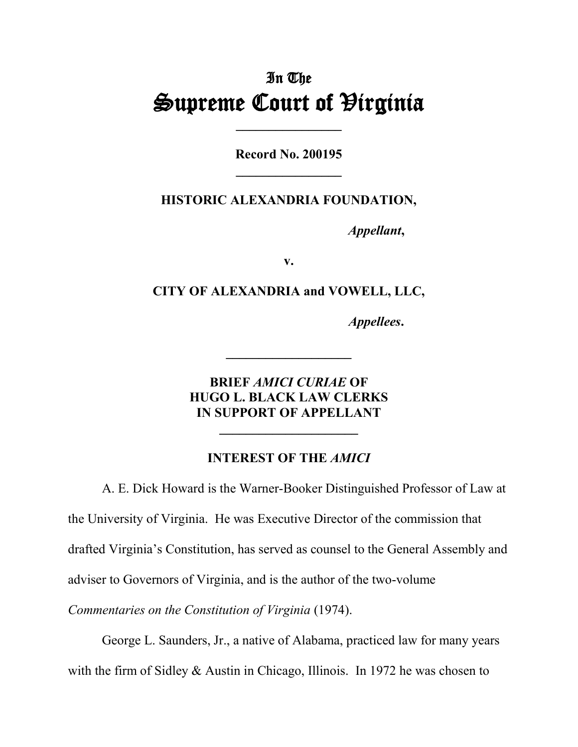# In The
# Supreme Court of Virginia

---

**Record No. 200195**

---

**HISTORIC ALEXANDRIA FOUNDATION,**

*Appellant*,

**v.**

**CITY OF ALEXANDRIA and VOWELL, LLC,**

*Appellees*.

---

**BRIEF *AMICI CURIAE* OF HUGO L. BLACK LAW CLERKS IN SUPPORT OF APPELLANT**

---

## INTEREST OF THE *AMICI*

A. E. Dick Howard is the Warner-Booker Distinguished Professor of Law at the University of Virginia. He was Executive Director of the commission that drafted Virginia's Constitution, has served as counsel to the General Assembly and adviser to Governors of Virginia, and is the author of the two-volume *Commentaries on the Constitution of Virginia* (1974).

George L. Saunders, Jr., a native of Alabama, practiced law for many years with the firm of Sidley & Austin in Chicago, Illinois. In 1972 he was chosen to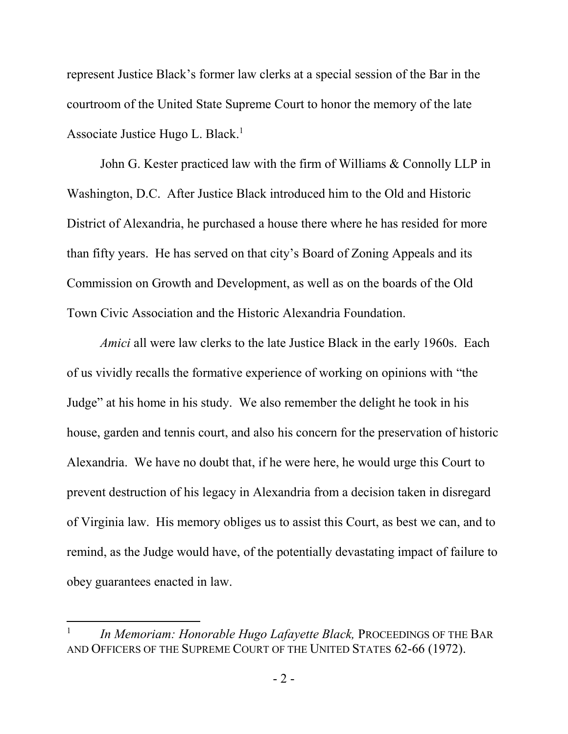represent Justice Black's former law clerks at a special session of the Bar in the courtroom of the United State Supreme Court to honor the memory of the late Associate Justice Hugo L. Black.[1]

John G. Kester practiced law with the firm of Williams & Connolly LLP in Washington, D.C. After Justice Black introduced him to the Old and Historic District of Alexandria, he purchased a house there where he has resided for more than fifty years. He has served on that city's Board of Zoning Appeals and its Commission on Growth and Development, as well as on the boards of the Old Town Civic Association and the Historic Alexandria Foundation.

*Amici* all were law clerks to the late Justice Black in the early 1960s. Each of us vividly recalls the formative experience of working on opinions with "the Judge" at his home in his study. We also remember the delight he took in his house, garden and tennis court, and also his concern for the preservation of historic Alexandria. We have no doubt that, if he were here, he would urge this Court to prevent destruction of his legacy in Alexandria from a decision taken in disregard of Virginia law. His memory obliges us to assist this Court, as best we can, and to remind, as the Judge would have, of the potentially devastating impact of failure to obey guarantees enacted in law.

---

[1] *In Memoriam: Honorable Hugo Lafayette Black,* PROCEEDINGS OF THE BAR AND OFFICERS OF THE SUPREME COURT OF THE UNITED STATES 62-66 (1972).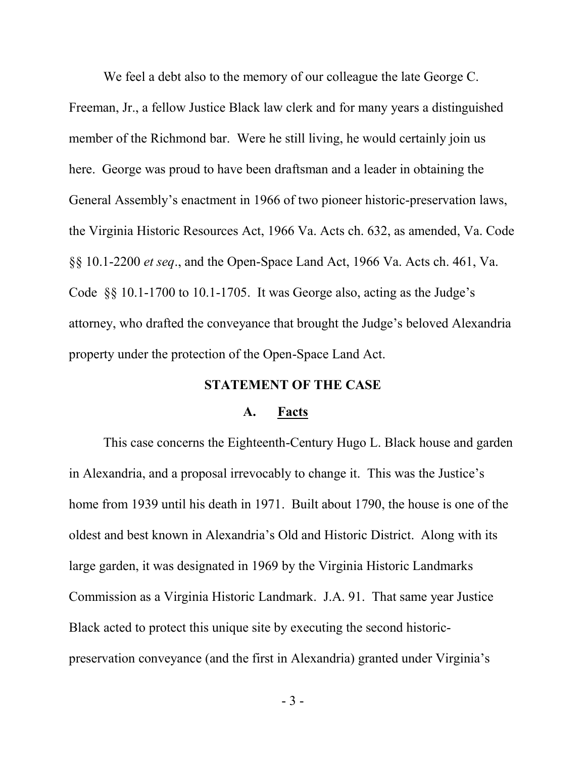We feel a debt also to the memory of our colleague the late George C. Freeman, Jr., a fellow Justice Black law clerk and for many years a distinguished member of the Richmond bar. Were he still living, he would certainly join us here. George was proud to have been draftsman and a leader in obtaining the General Assembly's enactment in 1966 of two pioneer historic-preservation laws, the Virginia Historic Resources Act, 1966 Va. Acts ch. 632, as amended, Va. Code §§ 10.1-2200 *et seq*., and the Open-Space Land Act, 1966 Va. Acts ch. 461, Va. Code §§ 10.1-1700 to 10.1-1705. It was George also, acting as the Judge's attorney, who drafted the conveyance that brought the Judge's beloved Alexandria property under the protection of the Open-Space Land Act.

## STATEMENT OF THE CASE

### A. Facts

This case concerns the Eighteenth-Century Hugo L. Black house and garden in Alexandria, and a proposal irrevocably to change it. This was the Justice's home from 1939 until his death in 1971. Built about 1790, the house is one of the oldest and best known in Alexandria's Old and Historic District. Along with its large garden, it was designated in 1969 by the Virginia Historic Landmarks Commission as a Virginia Historic Landmark. J.A. 91. That same year Justice Black acted to protect this unique site by executing the second historic-preservation conveyance (and the first in Alexandria) granted under Virginia's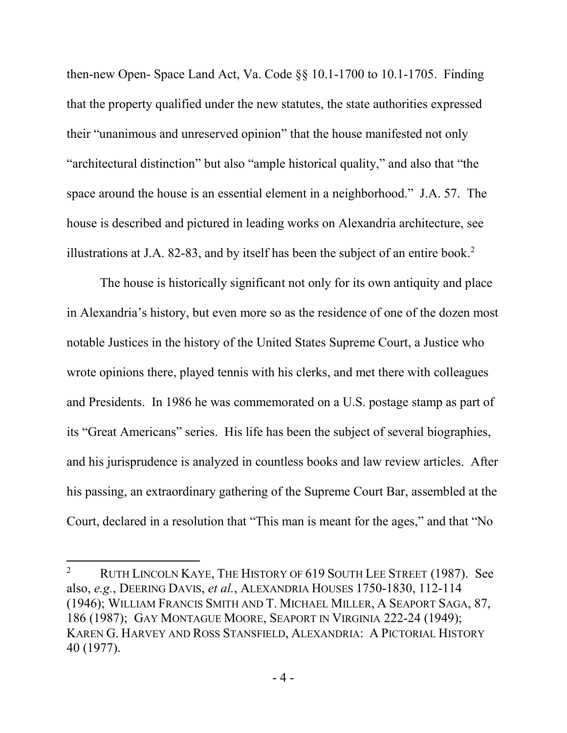then-new Open- Space Land Act, Va. Code §§ 10.1-1700 to 10.1-1705. Finding that the property qualified under the new statutes, the state authorities expressed their "unanimous and unreserved opinion" that the house manifested not only "architectural distinction" but also "ample historical quality," and also that "the space around the house is an essential element in a neighborhood." J.A. 57. The house is described and pictured in leading works on Alexandria architecture, see illustrations at J.A. 82-83, and by itself has been the subject of an entire book.[2]

The house is historically significant not only for its own antiquity and place in Alexandria's history, but even more so as the residence of one of the dozen most notable Justices in the history of the United States Supreme Court, a Justice who wrote opinions there, played tennis with his clerks, and met there with colleagues and Presidents. In 1986 he was commemorated on a U.S. postage stamp as part of its "Great Americans" series. His life has been the subject of several biographies, and his jurisprudence is analyzed in countless books and law review articles. After his passing, an extraordinary gathering of the Supreme Court Bar, assembled at the Court, declared in a resolution that "This man is meant for the ages," and that "No

---

[2] RUTH LINCOLN KAYE, THE HISTORY OF 619 SOUTH LEE STREET (1987). See also, *e.g.*, DEERING DAVIS, *et al.*, ALEXANDRIA HOUSES 1750-1830, 112-114 (1946); WILLIAM FRANCIS SMITH AND T. MICHAEL MILLER, A SEAPORT SAGA, 87, 186 (1987); GAY MONTAGUE MOORE, SEAPORT IN VIRGINIA 222-24 (1949); KAREN G. HARVEY AND ROSS STANSFIELD, ALEXANDRIA: A PICTORIAL HISTORY 40 (1977).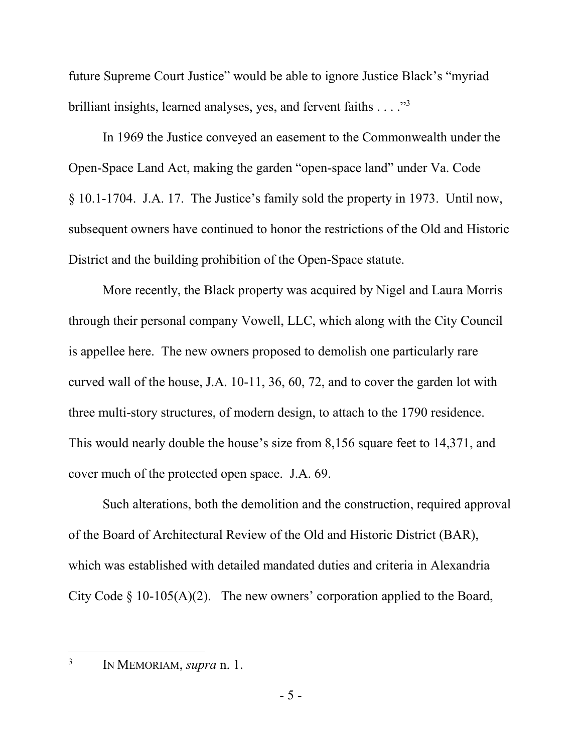future Supreme Court Justice" would be able to ignore Justice Black's "myriad brilliant insights, learned analyses, yes, and fervent faiths . . . ."[3]

In 1969 the Justice conveyed an easement to the Commonwealth under the Open-Space Land Act, making the garden "open-space land" under Va. Code § 10.1-1704. J.A. 17. The Justice's family sold the property in 1973. Until now, subsequent owners have continued to honor the restrictions of the Old and Historic District and the building prohibition of the Open-Space statute.

More recently, the Black property was acquired by Nigel and Laura Morris through their personal company Vowell, LLC, which along with the City Council is appellee here. The new owners proposed to demolish one particularly rare curved wall of the house, J.A. 10-11, 36, 60, 72, and to cover the garden lot with three multi-story structures, of modern design, to attach to the 1790 residence. This would nearly double the house's size from 8,156 square feet to 14,371, and cover much of the protected open space. J.A. 69.

Such alterations, both the demolition and the construction, required approval of the Board of Architectural Review of the Old and Historic District (BAR), which was established with detailed mandated duties and criteria in Alexandria City Code § 10-105(A)(2). The new owners' corporation applied to the Board,

[3] IN MEMORIAM, *supra* n. 1.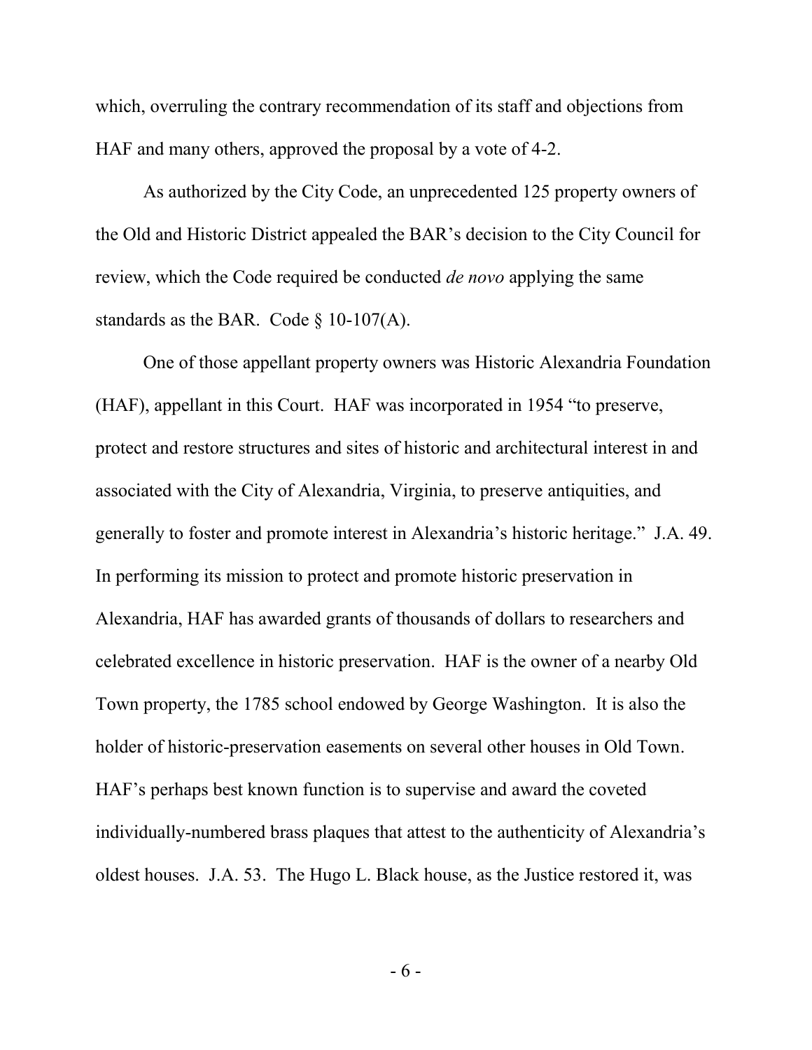which, overruling the contrary recommendation of its staff and objections from HAF and many others, approved the proposal by a vote of 4-2.

As authorized by the City Code, an unprecedented 125 property owners of the Old and Historic District appealed the BAR's decision to the City Council for review, which the Code required be conducted *de novo* applying the same standards as the BAR. Code § 10-107(A).

One of those appellant property owners was Historic Alexandria Foundation (HAF), appellant in this Court. HAF was incorporated in 1954 "to preserve, protect and restore structures and sites of historic and architectural interest in and associated with the City of Alexandria, Virginia, to preserve antiquities, and generally to foster and promote interest in Alexandria's historic heritage." J.A. 49. In performing its mission to protect and promote historic preservation in Alexandria, HAF has awarded grants of thousands of dollars to researchers and celebrated excellence in historic preservation. HAF is the owner of a nearby Old Town property, the 1785 school endowed by George Washington. It is also the holder of historic-preservation easements on several other houses in Old Town. HAF's perhaps best known function is to supervise and award the coveted individually-numbered brass plaques that attest to the authenticity of Alexandria's oldest houses. J.A. 53. The Hugo L. Black house, as the Justice restored it, was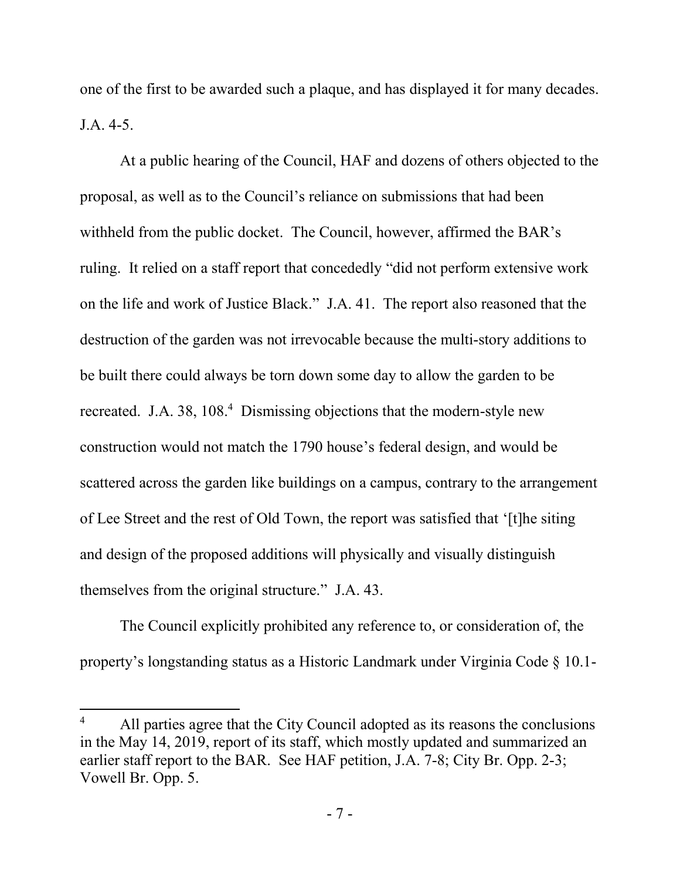one of the first to be awarded such a plaque, and has displayed it for many decades. J.A. 4-5.

At a public hearing of the Council, HAF and dozens of others objected to the proposal, as well as to the Council's reliance on submissions that had been withheld from the public docket. The Council, however, affirmed the BAR's ruling. It relied on a staff report that concededly "did not perform extensive work on the life and work of Justice Black." J.A. 41. The report also reasoned that the destruction of the garden was not irrevocable because the multi-story additions to be built there could always be torn down some day to allow the garden to be recreated. J.A. 38, 108.[4] Dismissing objections that the modern-style new construction would not match the 1790 house's federal design, and would be scattered across the garden like buildings on a campus, contrary to the arrangement of Lee Street and the rest of Old Town, the report was satisfied that '[t]he siting and design of the proposed additions will physically and visually distinguish themselves from the original structure." J.A. 43.

The Council explicitly prohibited any reference to, or consideration of, the property's longstanding status as a Historic Landmark under Virginia Code § 10.1-

---

[4] All parties agree that the City Council adopted as its reasons the conclusions in the May 14, 2019, report of its staff, which mostly updated and summarized an earlier staff report to the BAR. See HAF petition, J.A. 7-8; City Br. Opp. 2-3; Vowell Br. Opp. 5.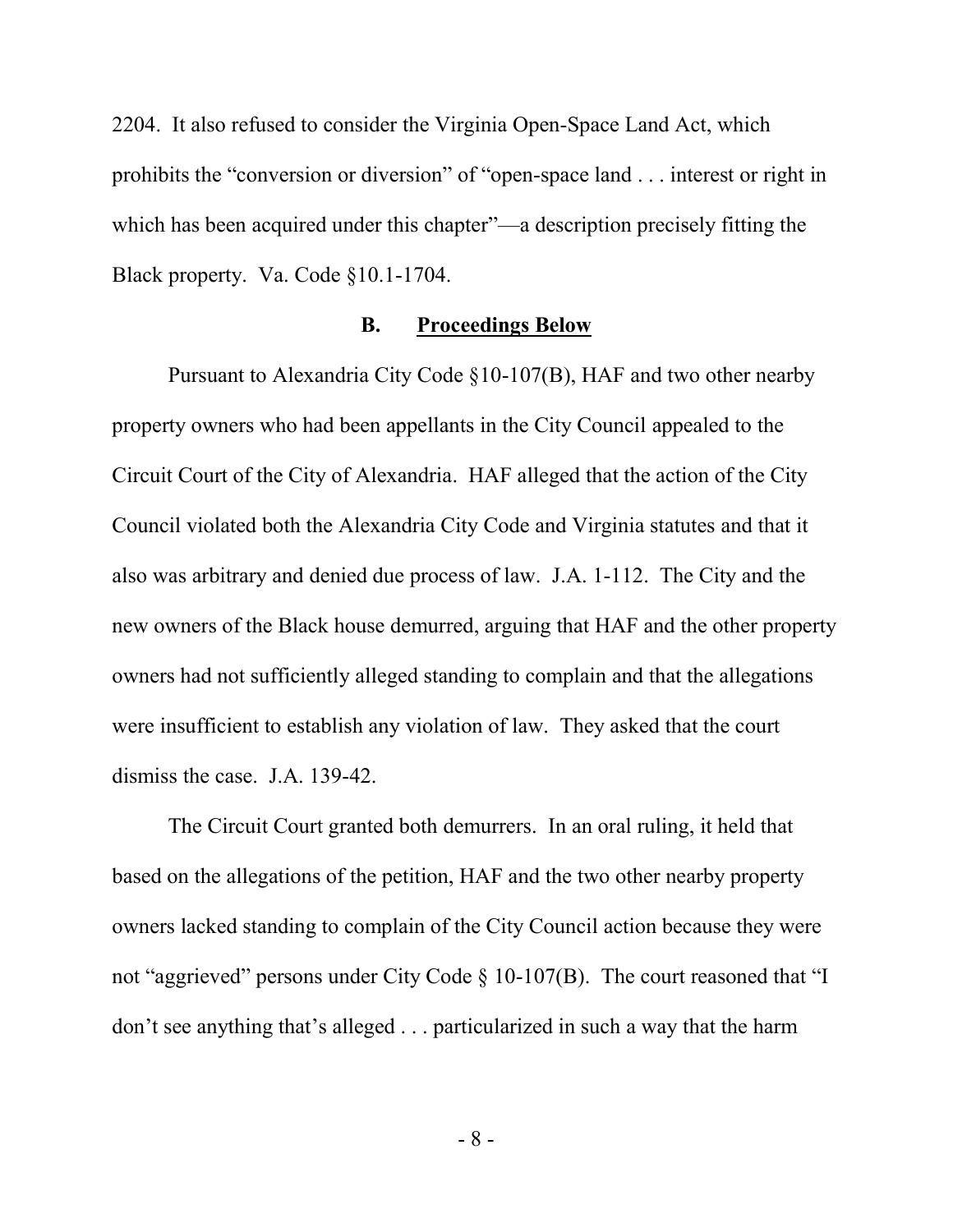2204. It also refused to consider the Virginia Open-Space Land Act, which prohibits the "conversion or diversion" of "open-space land . . . interest or right in which has been acquired under this chapter"—a description precisely fitting the Black property. Va. Code §10.1-1704.

### B. <u>Proceedings Below</u>

Pursuant to Alexandria City Code §10-107(B), HAF and two other nearby property owners who had been appellants in the City Council appealed to the Circuit Court of the City of Alexandria. HAF alleged that the action of the City Council violated both the Alexandria City Code and Virginia statutes and that it also was arbitrary and denied due process of law. J.A. 1-112. The City and the new owners of the Black house demurred, arguing that HAF and the other property owners had not sufficiently alleged standing to complain and that the allegations were insufficient to establish any violation of law. They asked that the court dismiss the case. J.A. 139-42.

The Circuit Court granted both demurrers. In an oral ruling, it held that based on the allegations of the petition, HAF and the two other nearby property owners lacked standing to complain of the City Council action because they were not "aggrieved" persons under City Code § 10-107(B). The court reasoned that "I don't see anything that's alleged . . . particularized in such a way that the harm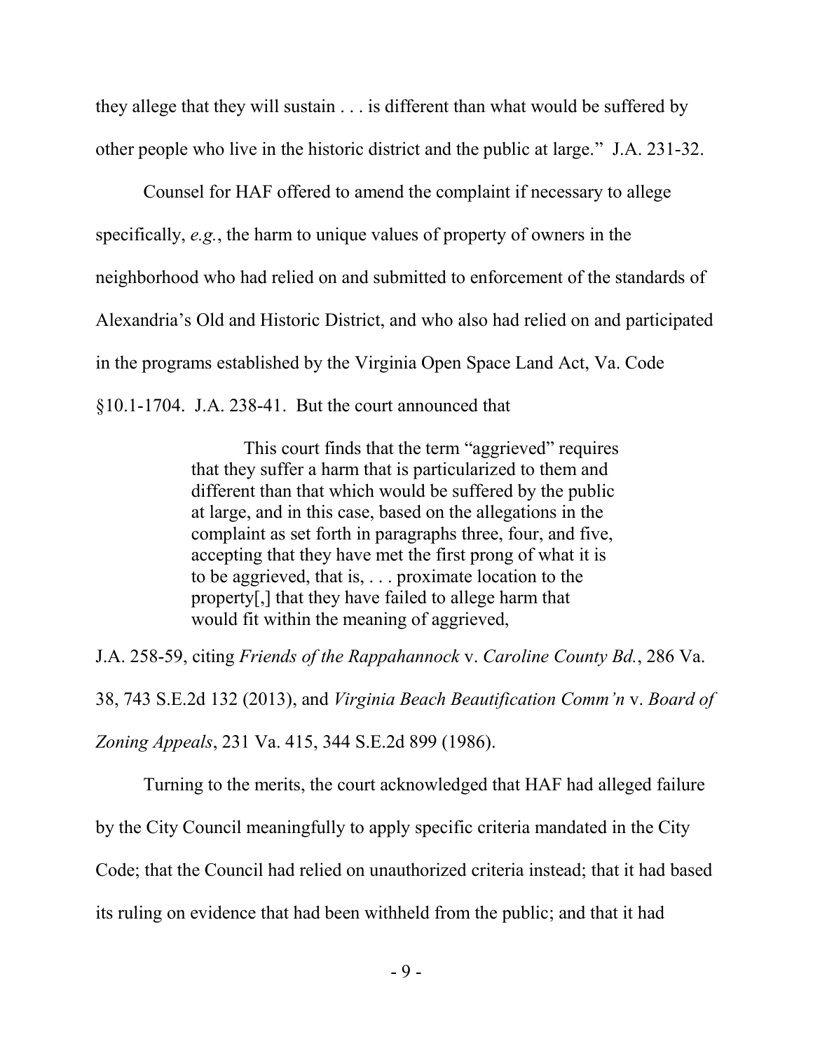they allege that they will sustain . . . is different than what would be suffered by other people who live in the historic district and the public at large." J.A. 231-32.

Counsel for HAF offered to amend the complaint if necessary to allege specifically, *e.g.*, the harm to unique values of property of owners in the neighborhood who had relied on and submitted to enforcement of the standards of Alexandria's Old and Historic District, and who also had relied on and participated in the programs established by the Virginia Open Space Land Act, Va. Code §10.1-1704. J.A. 238-41. But the court announced that

> This court finds that the term "aggrieved" requires that they suffer a harm that is particularized to them and different than that which would be suffered by the public at large, and in this case, based on the allegations in the complaint as set forth in paragraphs three, four, and five, accepting that they have met the first prong of what it is to be aggrieved, that is, . . . proximate location to the property[,] that they have failed to allege harm that would fit within the meaning of aggrieved,

J.A. 258-59, citing *Friends of the Rappahannock* v. *Caroline County Bd.*, 286 Va. 38, 743 S.E.2d 132 (2013), and *Virginia Beach Beautification Comm'n* v. *Board of Zoning Appeals*, 231 Va. 415, 344 S.E.2d 899 (1986).

Turning to the merits, the court acknowledged that HAF had alleged failure by the City Council meaningfully to apply specific criteria mandated in the City Code; that the Council had relied on unauthorized criteria instead; that it had based its ruling on evidence that had been withheld from the public; and that it had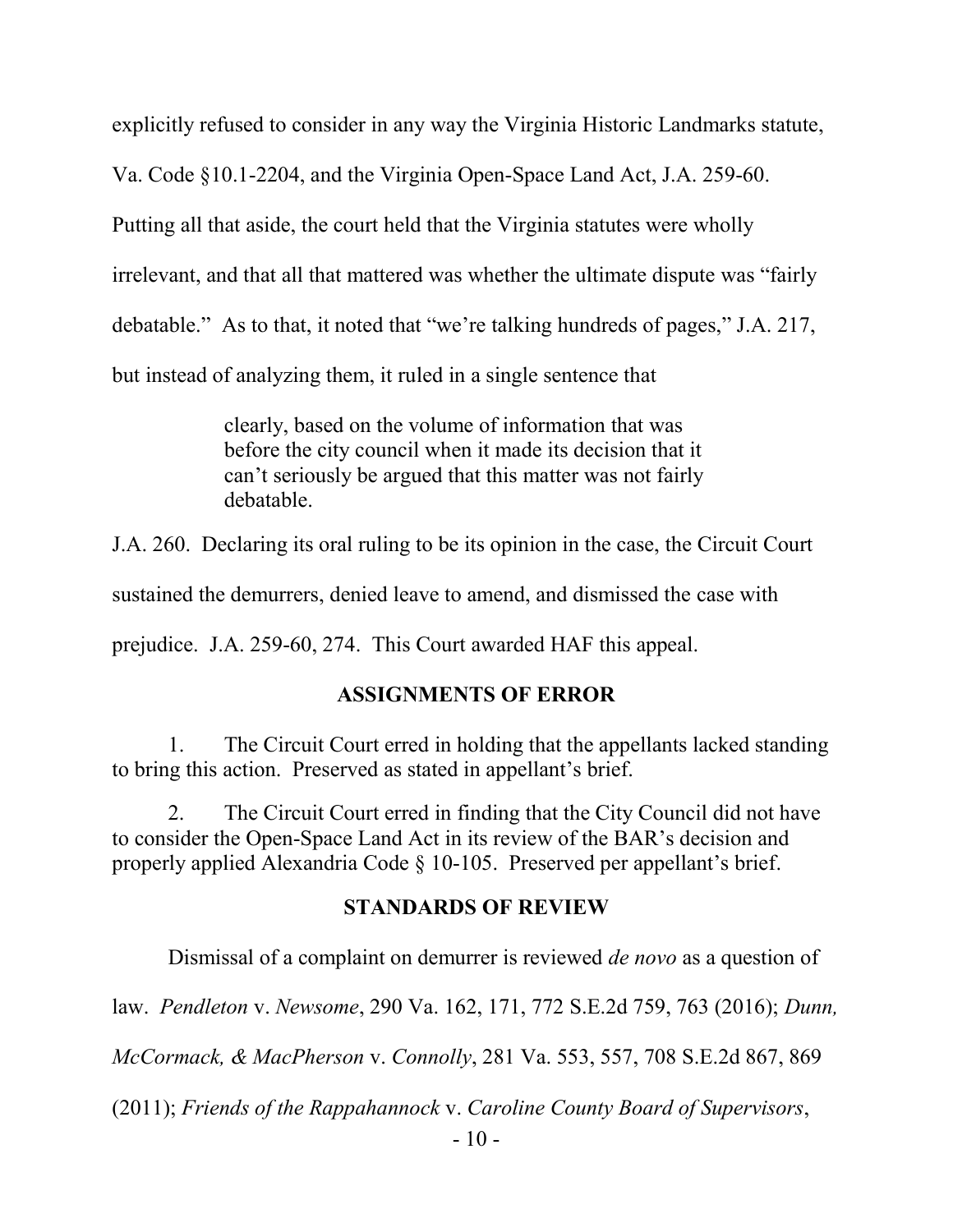explicitly refused to consider in any way the Virginia Historic Landmarks statute, Va. Code §10.1-2204, and the Virginia Open-Space Land Act, J.A. 259-60. Putting all that aside, the court held that the Virginia statutes were wholly irrelevant, and that all that mattered was whether the ultimate dispute was "fairly debatable." As to that, it noted that "we're talking hundreds of pages," J.A. 217, but instead of analyzing them, it ruled in a single sentence that

> clearly, based on the volume of information that was before the city council when it made its decision that it can't seriously be argued that this matter was not fairly debatable.

J.A. 260. Declaring its oral ruling to be its opinion in the case, the Circuit Court sustained the demurrers, denied leave to amend, and dismissed the case with prejudice. J.A. 259-60, 274. This Court awarded HAF this appeal.

## ASSIGNMENTS OF ERROR

1. The Circuit Court erred in holding that the appellants lacked standing to bring this action. Preserved as stated in appellant's brief.

2. The Circuit Court erred in finding that the City Council did not have to consider the Open-Space Land Act in its review of the BAR's decision and properly applied Alexandria Code § 10-105. Preserved per appellant's brief.

## STANDARDS OF REVIEW

Dismissal of a complaint on demurrer is reviewed *de novo* as a question of law. *Pendleton* v. *Newsome*, 290 Va. 162, 171, 772 S.E.2d 759, 763 (2016); *Dunn, McCormack, & MacPherson* v. *Connolly*, 281 Va. 553, 557, 708 S.E.2d 867, 869 (2011); *Friends of the Rappahannock* v. *Caroline County Board of Supervisors*,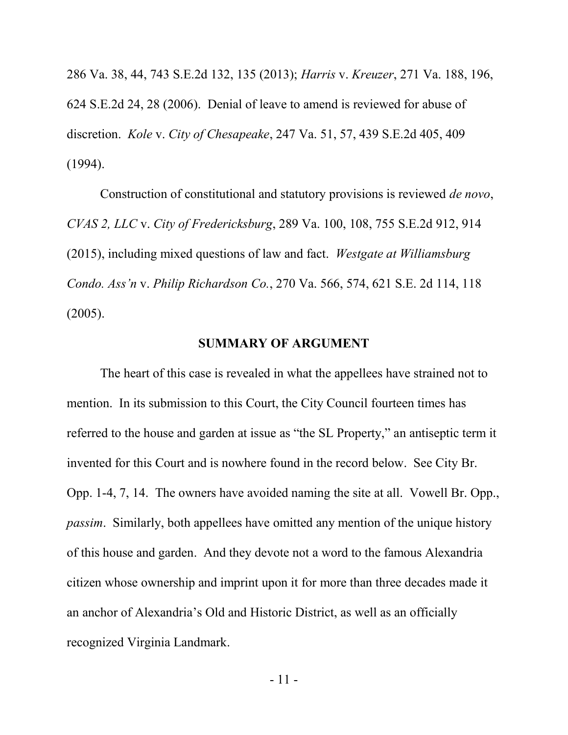286 Va. 38, 44, 743 S.E.2d 132, 135 (2013); *Harris* v. *Kreuzer*, 271 Va. 188, 196, 624 S.E.2d 24, 28 (2006). Denial of leave to amend is reviewed for abuse of discretion. *Kole* v. *City of Chesapeake*, 247 Va. 51, 57, 439 S.E.2d 405, 409 (1994).

Construction of constitutional and statutory provisions is reviewed *de novo*, *CVAS 2, LLC* v. *City of Fredericksburg*, 289 Va. 100, 108, 755 S.E.2d 912, 914 (2015), including mixed questions of law and fact. *Westgate at Williamsburg Condo. Ass'n* v. *Philip Richardson Co.*, 270 Va. 566, 574, 621 S.E. 2d 114, 118 (2005).

## SUMMARY OF ARGUMENT

The heart of this case is revealed in what the appellees have strained not to mention. In its submission to this Court, the City Council fourteen times has referred to the house and garden at issue as "the SL Property," an antiseptic term it invented for this Court and is nowhere found in the record below. See City Br. Opp. 1-4, 7, 14. The owners have avoided naming the site at all. Vowell Br. Opp., *passim*. Similarly, both appellees have omitted any mention of the unique history of this house and garden. And they devote not a word to the famous Alexandria citizen whose ownership and imprint upon it for more than three decades made it an anchor of Alexandria's Old and Historic District, as well as an officially recognized Virginia Landmark.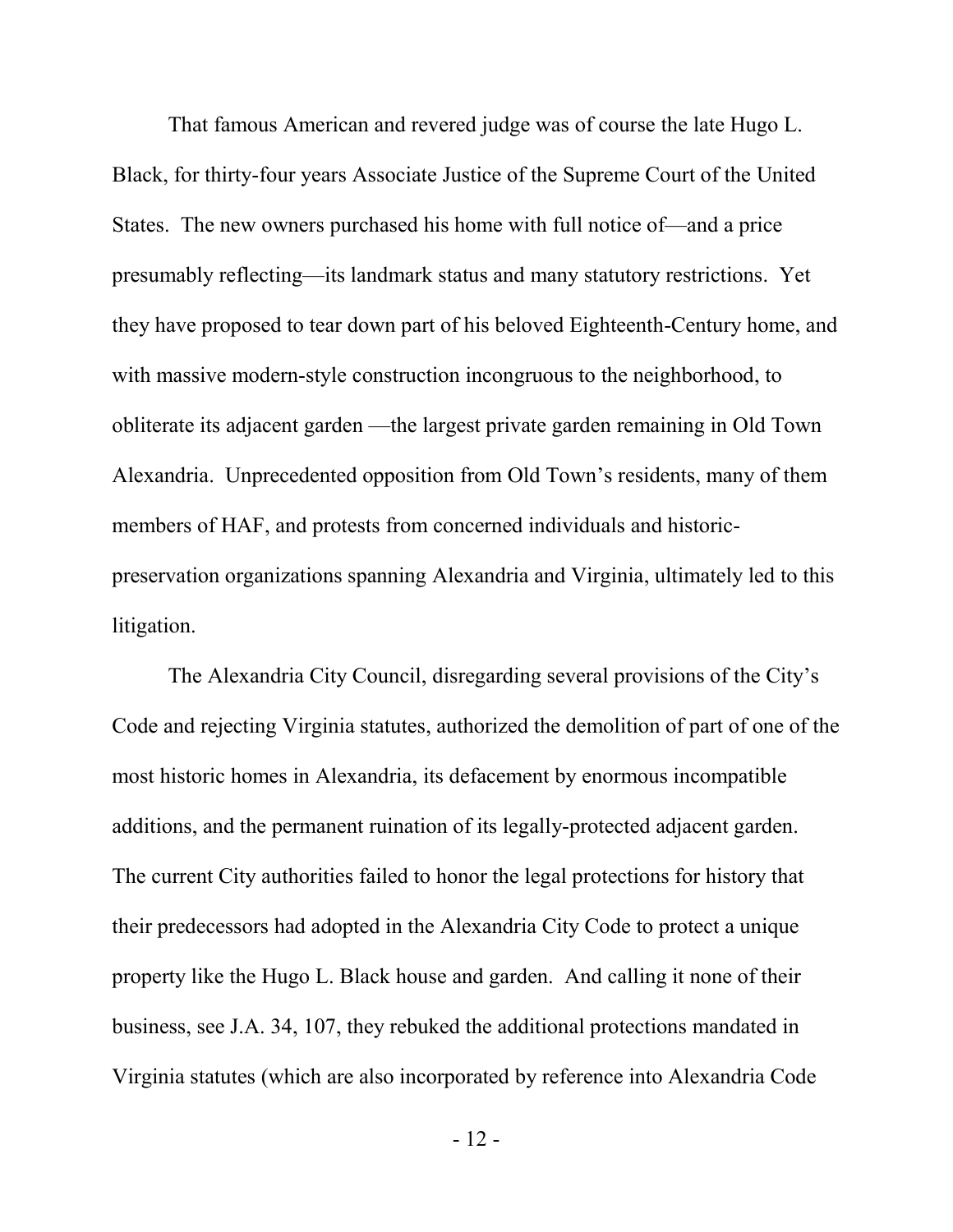That famous American and revered judge was of course the late Hugo L. Black, for thirty-four years Associate Justice of the Supreme Court of the United States. The new owners purchased his home with full notice of—and a price presumably reflecting—its landmark status and many statutory restrictions. Yet they have proposed to tear down part of his beloved Eighteenth-Century home, and with massive modern-style construction incongruous to the neighborhood, to obliterate its adjacent garden —the largest private garden remaining in Old Town Alexandria. Unprecedented opposition from Old Town's residents, many of them members of HAF, and protests from concerned individuals and historic-preservation organizations spanning Alexandria and Virginia, ultimately led to this litigation.

The Alexandria City Council, disregarding several provisions of the City's Code and rejecting Virginia statutes, authorized the demolition of part of one of the most historic homes in Alexandria, its defacement by enormous incompatible additions, and the permanent ruination of its legally-protected adjacent garden. The current City authorities failed to honor the legal protections for history that their predecessors had adopted in the Alexandria City Code to protect a unique property like the Hugo L. Black house and garden. And calling it none of their business, see J.A. 34, 107, they rebuked the additional protections mandated in Virginia statutes (which are also incorporated by reference into Alexandria Code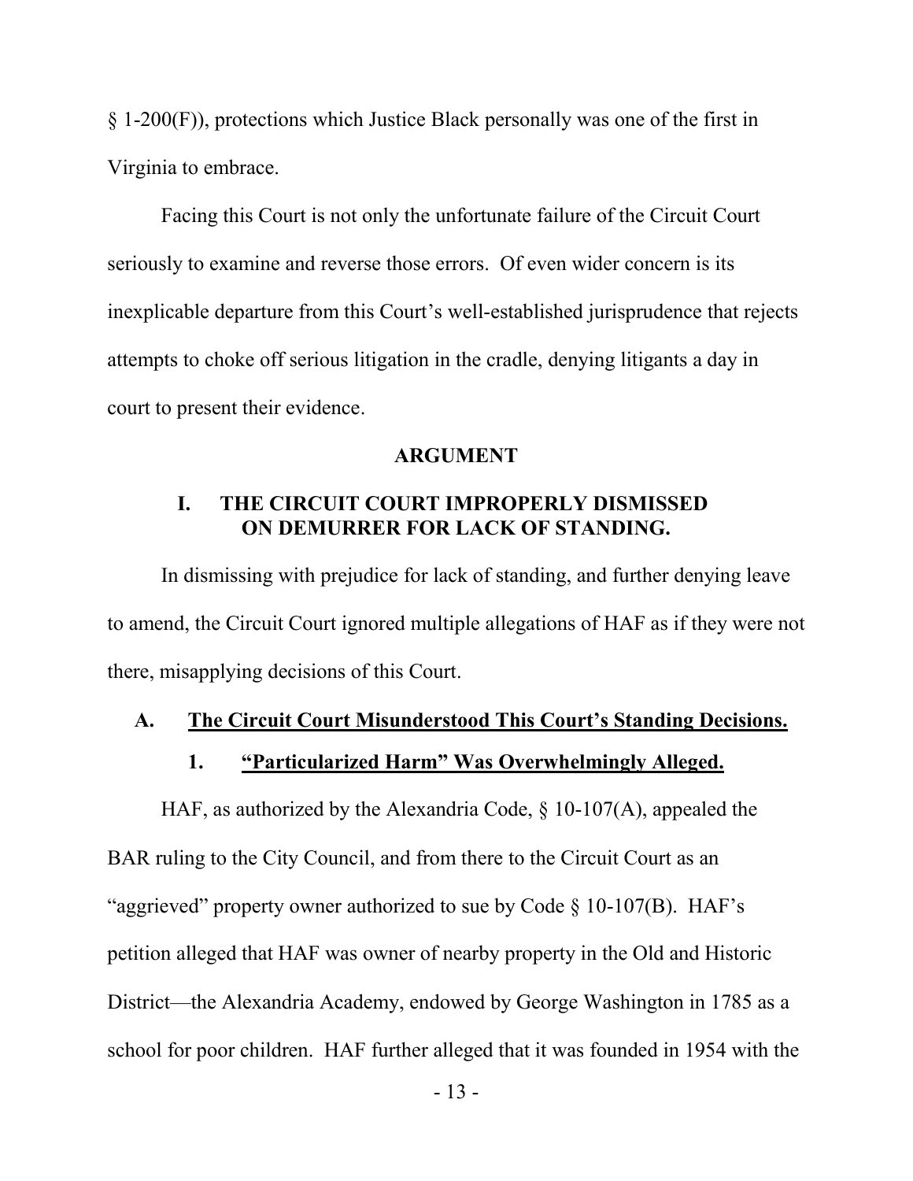§ 1-200(F)), protections which Justice Black personally was one of the first in Virginia to embrace.

Facing this Court is not only the unfortunate failure of the Circuit Court seriously to examine and reverse those errors. Of even wider concern is its inexplicable departure from this Court's well-established jurisprudence that rejects attempts to choke off serious litigation in the cradle, denying litigants a day in court to present their evidence.

## ARGUMENT

### I. THE CIRCUIT COURT IMPROPERLY DISMISSED ON DEMURRER FOR LACK OF STANDING.

In dismissing with prejudice for lack of standing, and further denying leave to amend, the Circuit Court ignored multiple allegations of HAF as if they were not there, misapplying decisions of this Court.

#### A. The Circuit Court Misunderstood This Court's Standing Decisions.

##### 1. "Particularized Harm" Was Overwhelmingly Alleged.

HAF, as authorized by the Alexandria Code, § 10-107(A), appealed the BAR ruling to the City Council, and from there to the Circuit Court as an "aggrieved" property owner authorized to sue by Code § 10-107(B). HAF's petition alleged that HAF was owner of nearby property in the Old and Historic District—the Alexandria Academy, endowed by George Washington in 1785 as a school for poor children. HAF further alleged that it was founded in 1954 with the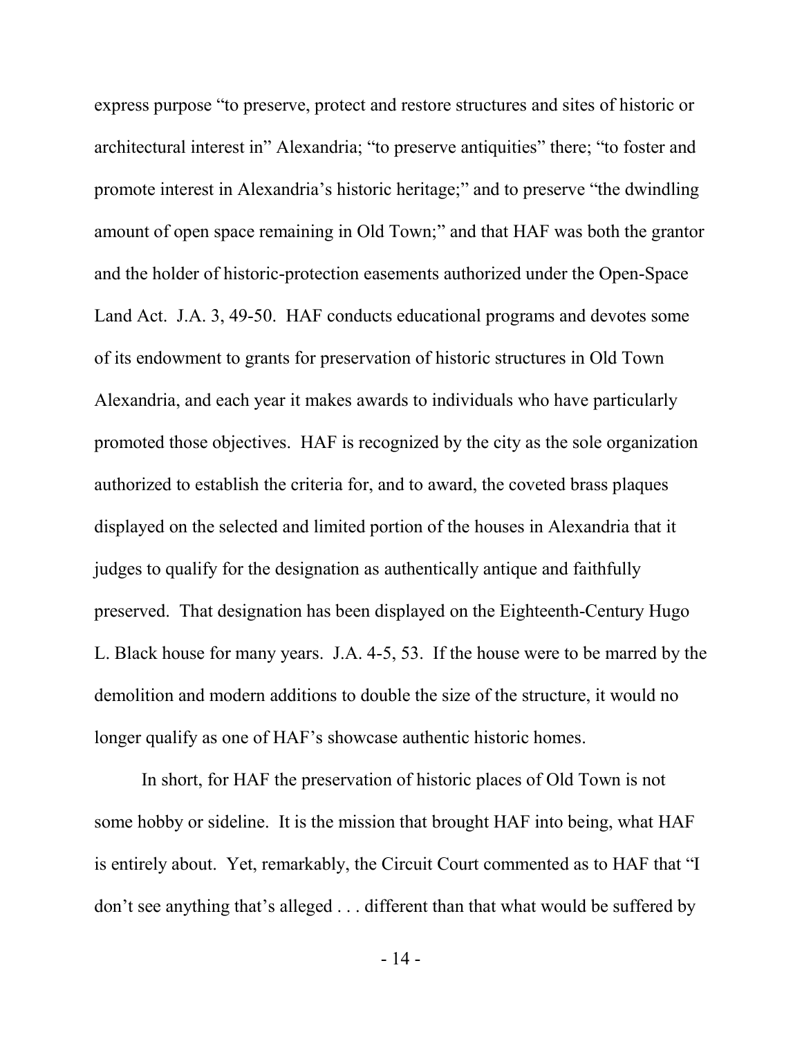express purpose "to preserve, protect and restore structures and sites of historic or architectural interest in" Alexandria; "to preserve antiquities" there; "to foster and promote interest in Alexandria's historic heritage;" and to preserve "the dwindling amount of open space remaining in Old Town;" and that HAF was both the grantor and the holder of historic-protection easements authorized under the Open-Space Land Act. J.A. 3, 49-50. HAF conducts educational programs and devotes some of its endowment to grants for preservation of historic structures in Old Town Alexandria, and each year it makes awards to individuals who have particularly promoted those objectives. HAF is recognized by the city as the sole organization authorized to establish the criteria for, and to award, the coveted brass plaques displayed on the selected and limited portion of the houses in Alexandria that it judges to qualify for the designation as authentically antique and faithfully preserved. That designation has been displayed on the Eighteenth-Century Hugo L. Black house for many years. J.A. 4-5, 53. If the house were to be marred by the demolition and modern additions to double the size of the structure, it would no longer qualify as one of HAF's showcase authentic historic homes.

In short, for HAF the preservation of historic places of Old Town is not some hobby or sideline. It is the mission that brought HAF into being, what HAF is entirely about. Yet, remarkably, the Circuit Court commented as to HAF that "I don't see anything that's alleged . . . different than that what would be suffered by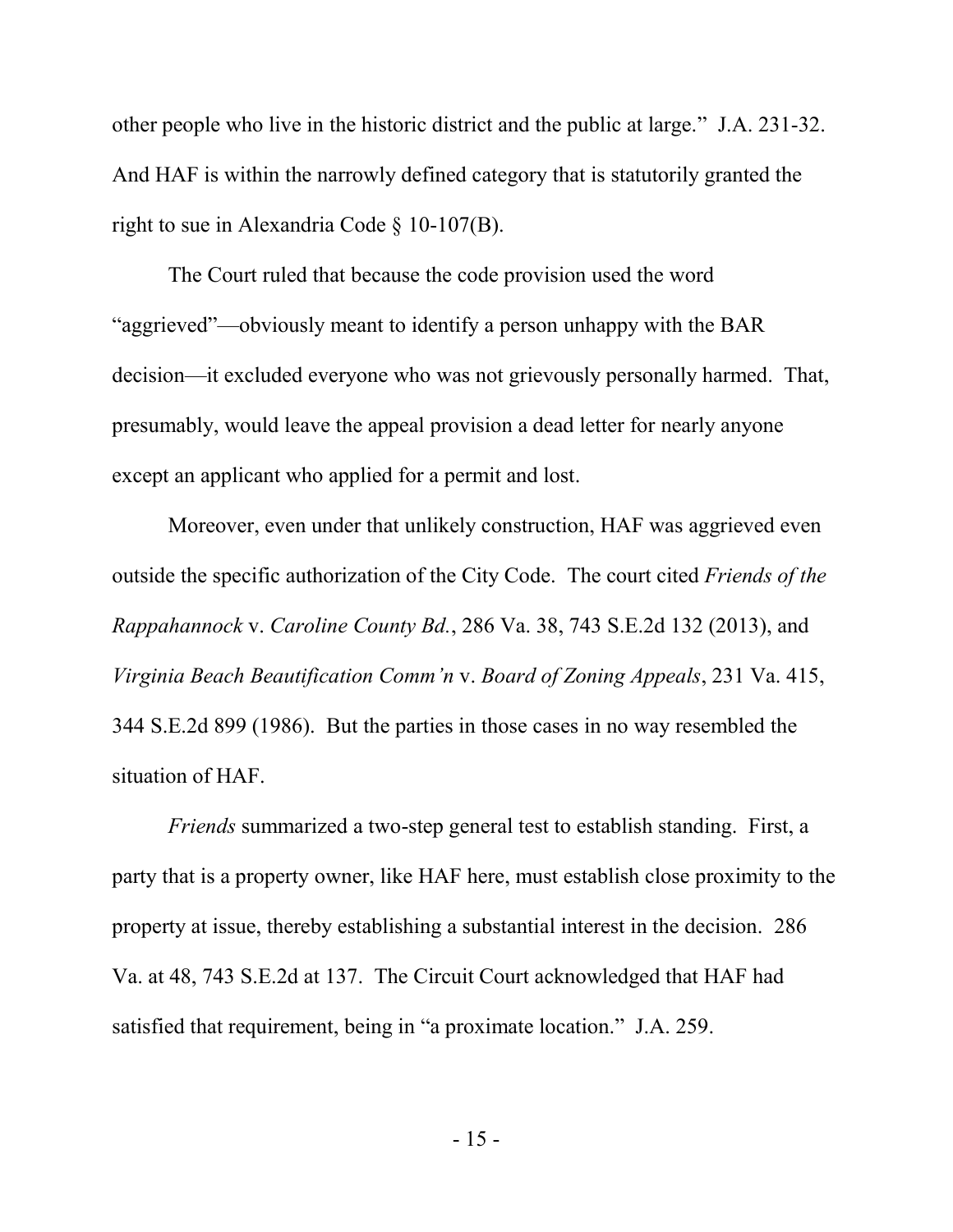other people who live in the historic district and the public at large." J.A. 231-32. And HAF is within the narrowly defined category that is statutorily granted the right to sue in Alexandria Code § 10-107(B).

The Court ruled that because the code provision used the word "aggrieved"—obviously meant to identify a person unhappy with the BAR decision—it excluded everyone who was not grievously personally harmed. That, presumably, would leave the appeal provision a dead letter for nearly anyone except an applicant who applied for a permit and lost.

Moreover, even under that unlikely construction, HAF was aggrieved even outside the specific authorization of the City Code. The court cited *Friends of the Rappahannock* v. *Caroline County Bd.*, 286 Va. 38, 743 S.E.2d 132 (2013), and *Virginia Beach Beautification Comm'n* v. *Board of Zoning Appeals*, 231 Va. 415, 344 S.E.2d 899 (1986). But the parties in those cases in no way resembled the situation of HAF.

*Friends* summarized a two-step general test to establish standing. First, a party that is a property owner, like HAF here, must establish close proximity to the property at issue, thereby establishing a substantial interest in the decision. 286 Va. at 48, 743 S.E.2d at 137. The Circuit Court acknowledged that HAF had satisfied that requirement, being in "a proximate location." J.A. 259.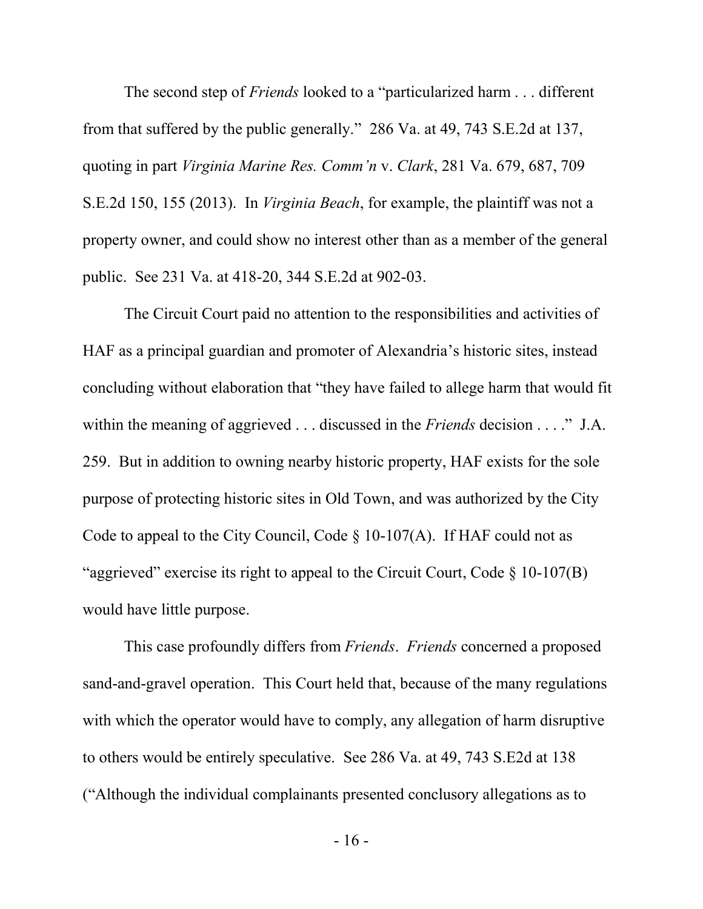The second step of *Friends* looked to a "particularized harm . . . different from that suffered by the public generally." 286 Va. at 49, 743 S.E.2d at 137, quoting in part *Virginia Marine Res. Comm'n* v. *Clark*, 281 Va. 679, 687, 709 S.E.2d 150, 155 (2013). In *Virginia Beach*, for example, the plaintiff was not a property owner, and could show no interest other than as a member of the general public. See 231 Va. at 418-20, 344 S.E.2d at 902-03.

The Circuit Court paid no attention to the responsibilities and activities of HAF as a principal guardian and promoter of Alexandria's historic sites, instead concluding without elaboration that "they have failed to allege harm that would fit within the meaning of aggrieved . . . discussed in the *Friends* decision . . . ." J.A. 259. But in addition to owning nearby historic property, HAF exists for the sole purpose of protecting historic sites in Old Town, and was authorized by the City Code to appeal to the City Council, Code § 10-107(A). If HAF could not as "aggrieved" exercise its right to appeal to the Circuit Court, Code § 10-107(B) would have little purpose.

This case profoundly differs from *Friends*. *Friends* concerned a proposed sand-and-gravel operation. This Court held that, because of the many regulations with which the operator would have to comply, any allegation of harm disruptive to others would be entirely speculative. See 286 Va. at 49, 743 S.E2d at 138 ("Although the individual complainants presented conclusory allegations as to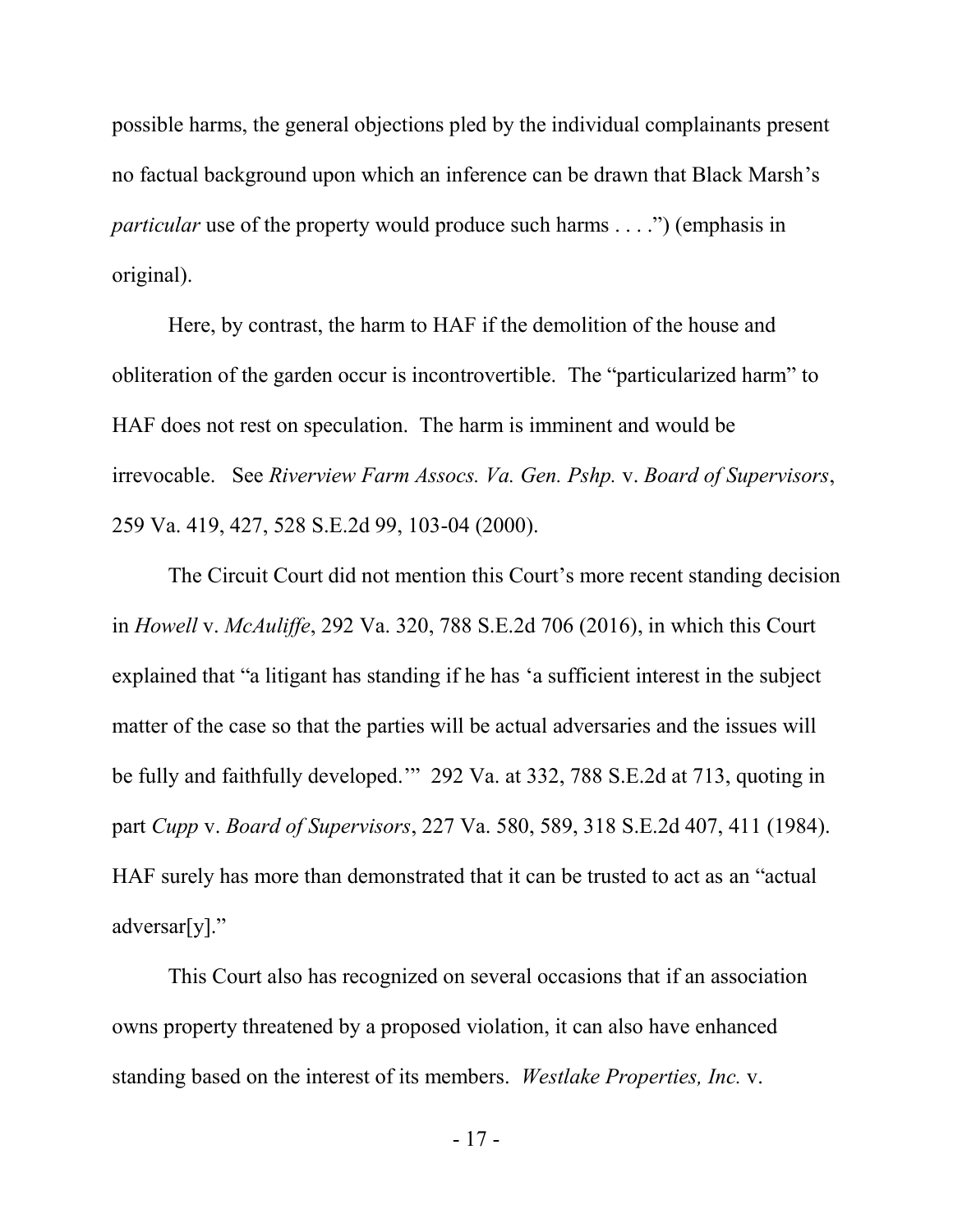possible harms, the general objections pled by the individual complainants present no factual background upon which an inference can be drawn that Black Marsh's *particular* use of the property would produce such harms . . . .") (emphasis in original).

Here, by contrast, the harm to HAF if the demolition of the house and obliteration of the garden occur is incontrovertible. The "particularized harm" to HAF does not rest on speculation. The harm is imminent and would be irrevocable. See *Riverview Farm Assocs. Va. Gen. Pshp.* v. *Board of Supervisors*, 259 Va. 419, 427, 528 S.E.2d 99, 103-04 (2000).

The Circuit Court did not mention this Court's more recent standing decision in *Howell* v. *McAuliffe*, 292 Va. 320, 788 S.E.2d 706 (2016), in which this Court explained that "a litigant has standing if he has 'a sufficient interest in the subject matter of the case so that the parties will be actual adversaries and the issues will be fully and faithfully developed.'" 292 Va. at 332, 788 S.E.2d at 713, quoting in part *Cupp* v. *Board of Supervisors*, 227 Va. 580, 589, 318 S.E.2d 407, 411 (1984). HAF surely has more than demonstrated that it can be trusted to act as an "actual adversar[y]."

This Court also has recognized on several occasions that if an association owns property threatened by a proposed violation, it can also have enhanced standing based on the interest of its members. *Westlake Properties, Inc.* v.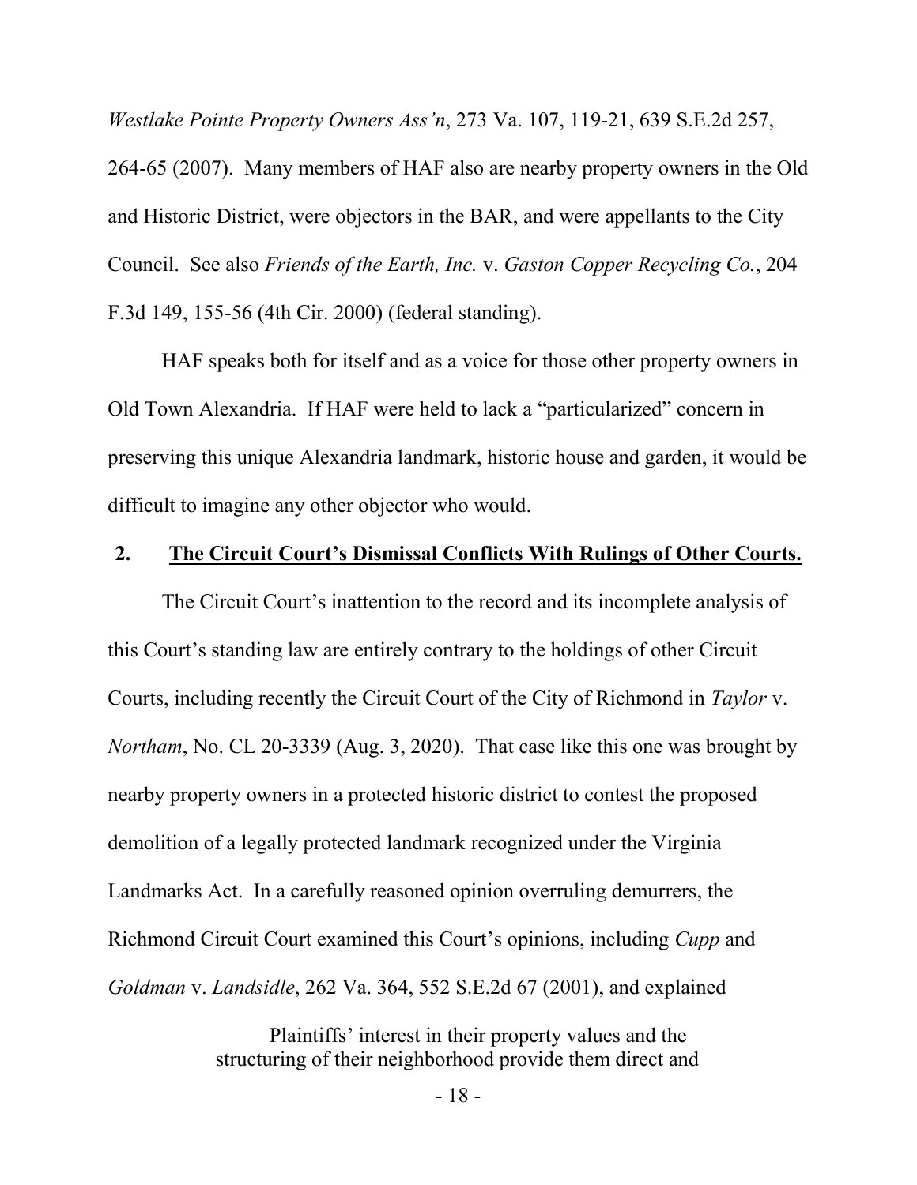*Westlake Pointe Property Owners Ass'n*, 273 Va. 107, 119-21, 639 S.E.2d 257, 264-65 (2007). Many members of HAF also are nearby property owners in the Old and Historic District, were objectors in the BAR, and were appellants to the City Council. See also *Friends of the Earth, Inc.* v. *Gaston Copper Recycling Co.*, 204 F.3d 149, 155-56 (4th Cir. 2000) (federal standing).

HAF speaks both for itself and as a voice for those other property owners in Old Town Alexandria. If HAF were held to lack a "particularized" concern in preserving this unique Alexandria landmark, historic house and garden, it would be difficult to imagine any other objector who would.

**2. <u>The Circuit Court's Dismissal Conflicts With Rulings of Other Courts.</u>**

The Circuit Court's inattention to the record and its incomplete analysis of this Court's standing law are entirely contrary to the holdings of other Circuit Courts, including recently the Circuit Court of the City of Richmond in *Taylor* v. *Northam*, No. CL 20-3339 (Aug. 3, 2020). That case like this one was brought by nearby property owners in a protected historic district to contest the proposed demolition of a legally protected landmark recognized under the Virginia Landmarks Act. In a carefully reasoned opinion overruling demurrers, the Richmond Circuit Court examined this Court's opinions, including *Cupp* and *Goldman* v. *Landsidle*, 262 Va. 364, 552 S.E.2d 67 (2001), and explained

> Plaintiffs' interest in their property values and the structuring of their neighborhood provide them direct and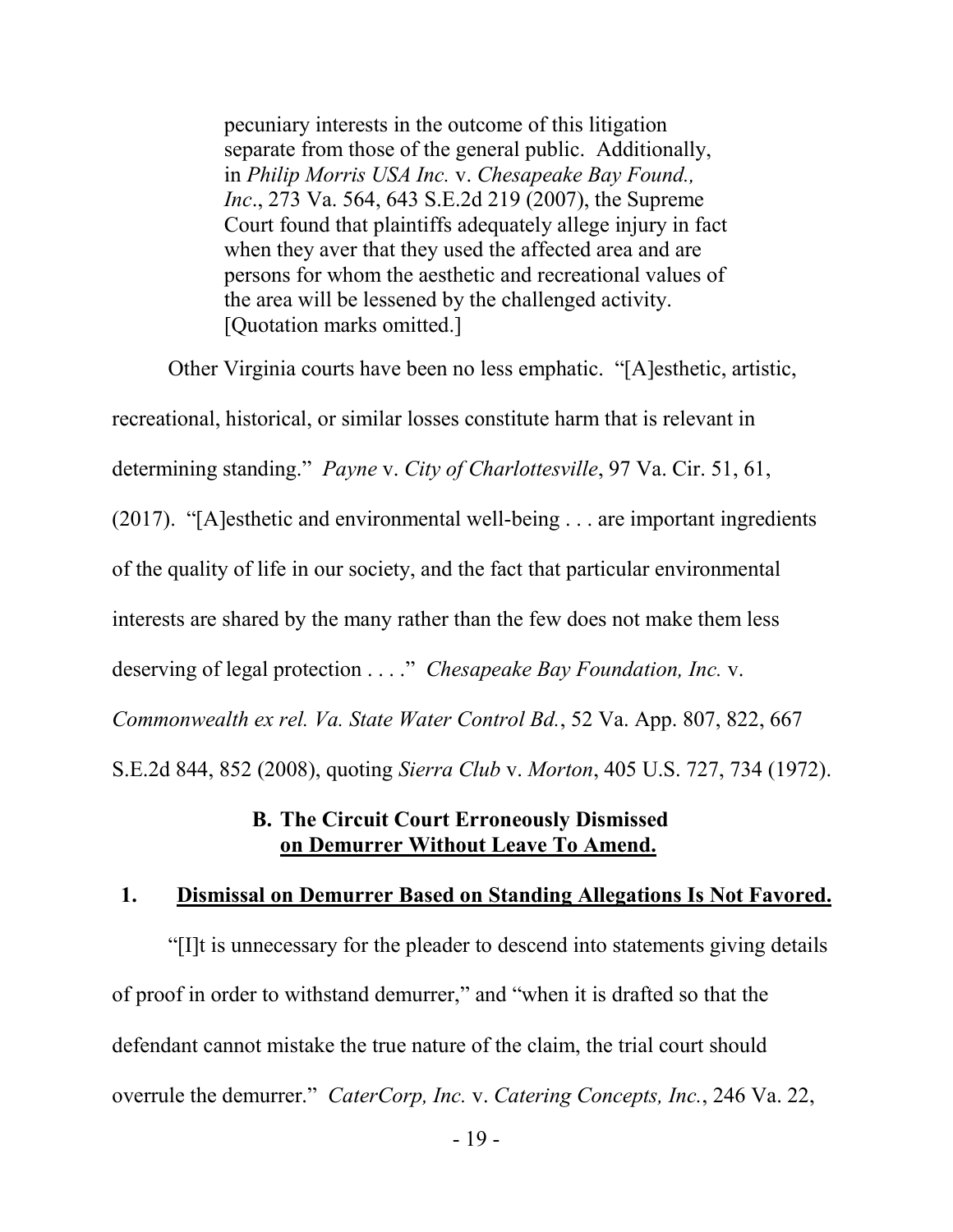> pecuniary interests in the outcome of this litigation separate from those of the general public. Additionally, in *Philip Morris USA Inc.* v. *Chesapeake Bay Found., Inc*., 273 Va. 564, 643 S.E.2d 219 (2007), the Supreme Court found that plaintiffs adequately allege injury in fact when they aver that they used the affected area and are persons for whom the aesthetic and recreational values of the area will be lessened by the challenged activity. [Quotation marks omitted.]

Other Virginia courts have been no less emphatic. "[A]esthetic, artistic, recreational, historical, or similar losses constitute harm that is relevant in determining standing." *Payne* v. *City of Charlottesville*, 97 Va. Cir. 51, 61, (2017). "[A]esthetic and environmental well-being . . . are important ingredients of the quality of life in our society, and the fact that particular environmental interests are shared by the many rather than the few does not make them less deserving of legal protection . . . ." *Chesapeake Bay Foundation, Inc.* v. *Commonwealth ex rel. Va. State Water Control Bd.*, 52 Va. App. 807, 822, 667 S.E.2d 844, 852 (2008), quoting *Sierra Club* v. *Morton*, 405 U.S. 727, 734 (1972).

### B. The Circuit Court Erroneously Dismissed on Demurrer Without Leave To Amend.

#### 1. Dismissal on Demurrer Based on Standing Allegations Is Not Favored.

"[I]t is unnecessary for the pleader to descend into statements giving details of proof in order to withstand demurrer," and "when it is drafted so that the defendant cannot mistake the true nature of the claim, the trial court should overrule the demurrer." *CaterCorp, Inc.* v. *Catering Concepts, Inc.*, 246 Va. 22,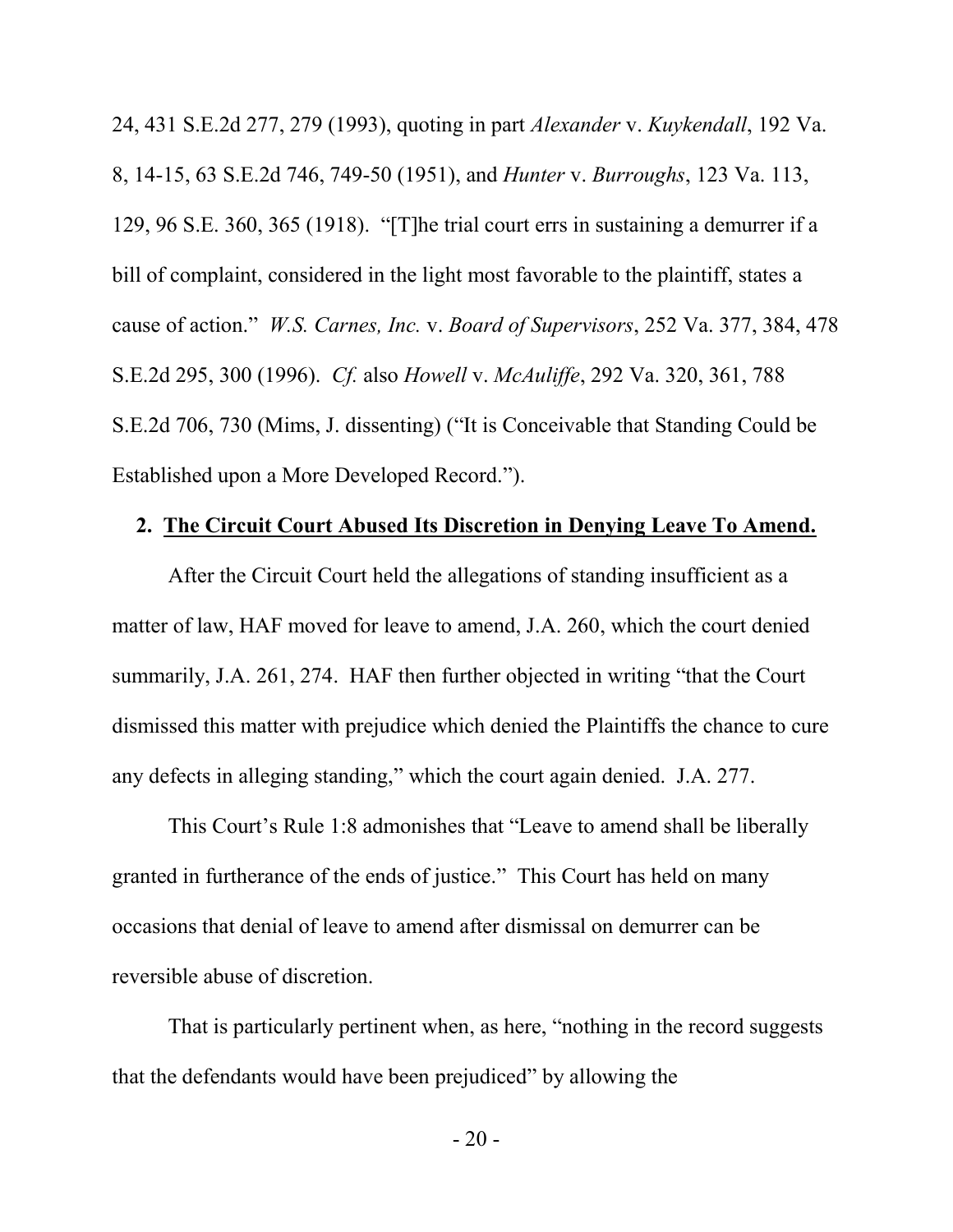24, 431 S.E.2d 277, 279 (1993), quoting in part *Alexander* v. *Kuykendall*, 192 Va. 8, 14-15, 63 S.E.2d 746, 749-50 (1951), and *Hunter* v. *Burroughs*, 123 Va. 113, 129, 96 S.E. 360, 365 (1918). "[T]he trial court errs in sustaining a demurrer if a bill of complaint, considered in the light most favorable to the plaintiff, states a cause of action." *W.S. Carnes, Inc.* v. *Board of Supervisors*, 252 Va. 377, 384, 478 S.E.2d 295, 300 (1996). *Cf.* also *Howell* v. *McAuliffe*, 292 Va. 320, 361, 788 S.E.2d 706, 730 (Mims, J. dissenting) ("It is Conceivable that Standing Could be Established upon a More Developed Record.").

**2. <u>The Circuit Court Abused Its Discretion in Denying Leave To Amend.</u>**

After the Circuit Court held the allegations of standing insufficient as a matter of law, HAF moved for leave to amend, J.A. 260, which the court denied summarily, J.A. 261, 274. HAF then further objected in writing "that the Court dismissed this matter with prejudice which denied the Plaintiffs the chance to cure any defects in alleging standing," which the court again denied. J.A. 277.

This Court's Rule 1:8 admonishes that "Leave to amend shall be liberally granted in furtherance of the ends of justice." This Court has held on many occasions that denial of leave to amend after dismissal on demurrer can be reversible abuse of discretion.

That is particularly pertinent when, as here, "nothing in the record suggests that the defendants would have been prejudiced" by allowing the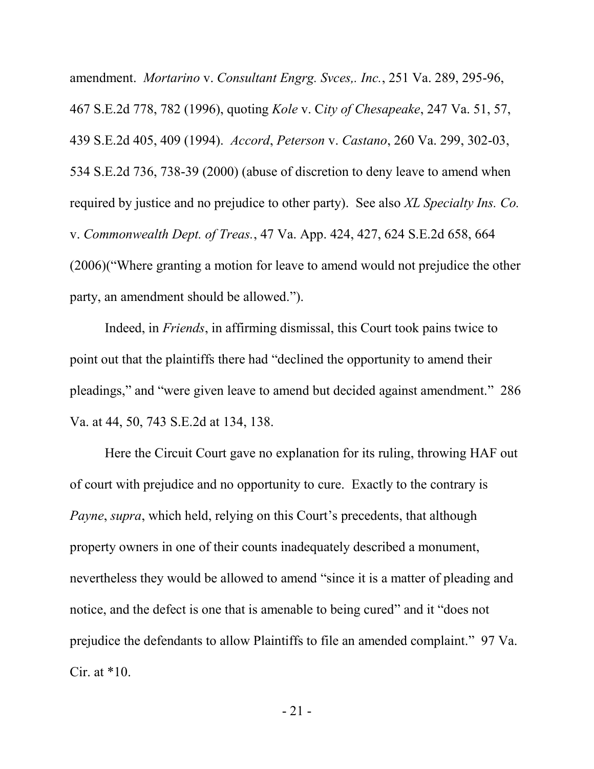amendment. *Mortarino* v. *Consultant Engrg. Svces,. Inc.*, 251 Va. 289, 295-96, 467 S.E.2d 778, 782 (1996), quoting *Kole* v. C*ity of Chesapeake*, 247 Va. 51, 57, 439 S.E.2d 405, 409 (1994). *Accord*, *Peterson* v. *Castano*, 260 Va. 299, 302-03, 534 S.E.2d 736, 738-39 (2000) (abuse of discretion to deny leave to amend when required by justice and no prejudice to other party). See also *XL Specialty Ins. Co.* v. *Commonwealth Dept. of Treas.*, 47 Va. App. 424, 427, 624 S.E.2d 658, 664 (2006)("Where granting a motion for leave to amend would not prejudice the other party, an amendment should be allowed.").

Indeed, in *Friends*, in affirming dismissal, this Court took pains twice to point out that the plaintiffs there had "declined the opportunity to amend their pleadings," and "were given leave to amend but decided against amendment." 286 Va. at 44, 50, 743 S.E.2d at 134, 138.

Here the Circuit Court gave no explanation for its ruling, throwing HAF out of court with prejudice and no opportunity to cure. Exactly to the contrary is *Payne*, *supra*, which held, relying on this Court's precedents, that although property owners in one of their counts inadequately described a monument, nevertheless they would be allowed to amend "since it is a matter of pleading and notice, and the defect is one that is amenable to being cured" and it "does not prejudice the defendants to allow Plaintiffs to file an amended complaint." 97 Va. Cir. at *10.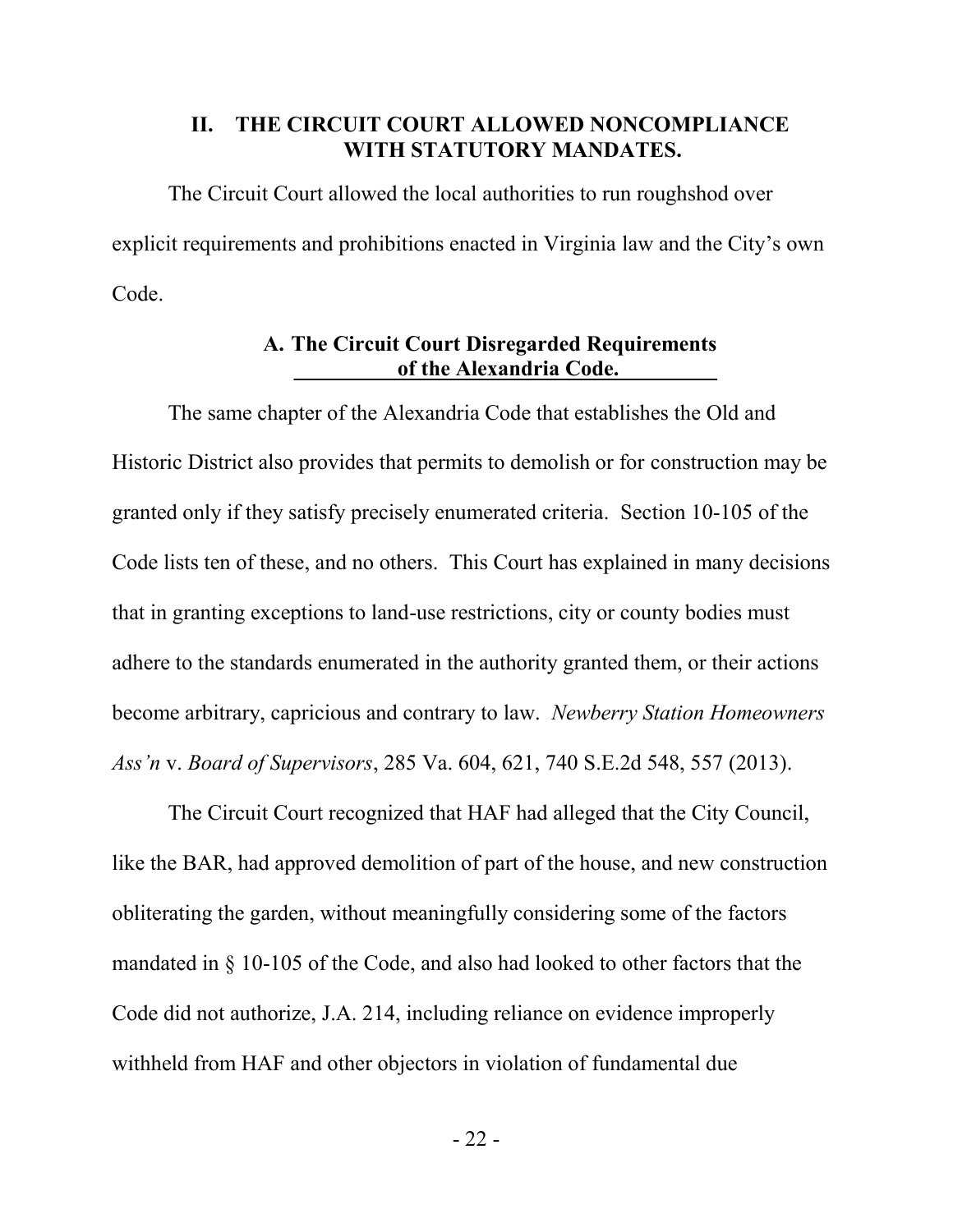## II. THE CIRCUIT COURT ALLOWED NONCOMPLIANCE WITH STATUTORY MANDATES.

The Circuit Court allowed the local authorities to run roughshod over explicit requirements and prohibitions enacted in Virginia law and the City's own Code.

### A. The Circuit Court Disregarded Requirements of the Alexandria Code.

The same chapter of the Alexandria Code that establishes the Old and Historic District also provides that permits to demolish or for construction may be granted only if they satisfy precisely enumerated criteria. Section 10-105 of the Code lists ten of these, and no others. This Court has explained in many decisions that in granting exceptions to land-use restrictions, city or county bodies must adhere to the standards enumerated in the authority granted them, or their actions become arbitrary, capricious and contrary to law. *Newberry Station Homeowners Ass'n* v. *Board of Supervisors*, 285 Va. 604, 621, 740 S.E.2d 548, 557 (2013).

The Circuit Court recognized that HAF had alleged that the City Council, like the BAR, had approved demolition of part of the house, and new construction obliterating the garden, without meaningfully considering some of the factors mandated in § 10-105 of the Code, and also had looked to other factors that the Code did not authorize, J.A. 214, including reliance on evidence improperly withheld from HAF and other objectors in violation of fundamental due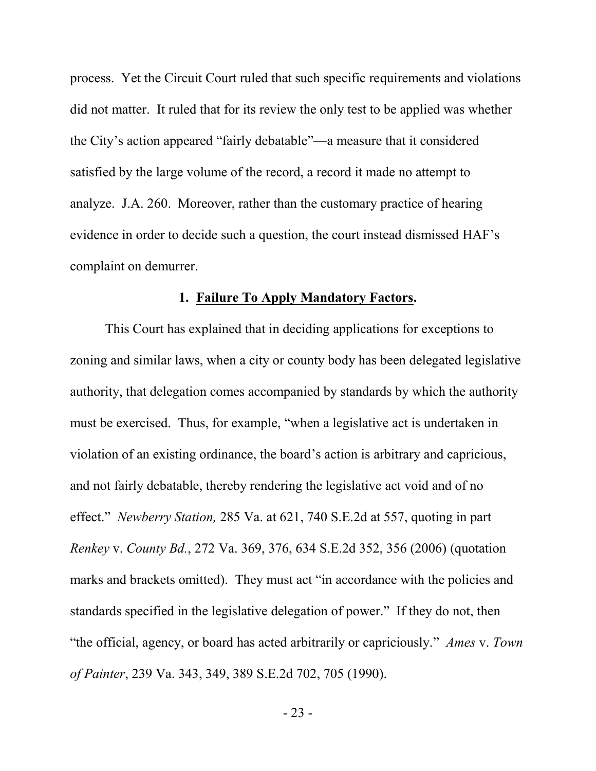process. Yet the Circuit Court ruled that such specific requirements and violations did not matter. It ruled that for its review the only test to be applied was whether the City's action appeared "fairly debatable"—a measure that it considered satisfied by the large volume of the record, a record it made no attempt to analyze. J.A. 260. Moreover, rather than the customary practice of hearing evidence in order to decide such a question, the court instead dismissed HAF's complaint on demurrer.

### 1. **Failure To Apply Mandatory Factors.**

This Court has explained that in deciding applications for exceptions to zoning and similar laws, when a city or county body has been delegated legislative authority, that delegation comes accompanied by standards by which the authority must be exercised. Thus, for example, "when a legislative act is undertaken in violation of an existing ordinance, the board's action is arbitrary and capricious, and not fairly debatable, thereby rendering the legislative act void and of no effect." *Newberry Station,* 285 Va. at 621, 740 S.E.2d at 557, quoting in part *Renkey* v. *County Bd.*, 272 Va. 369, 376, 634 S.E.2d 352, 356 (2006) (quotation marks and brackets omitted). They must act "in accordance with the policies and standards specified in the legislative delegation of power." If they do not, then "the official, agency, or board has acted arbitrarily or capriciously." *Ames* v. *Town of Painter*, 239 Va. 343, 349, 389 S.E.2d 702, 705 (1990).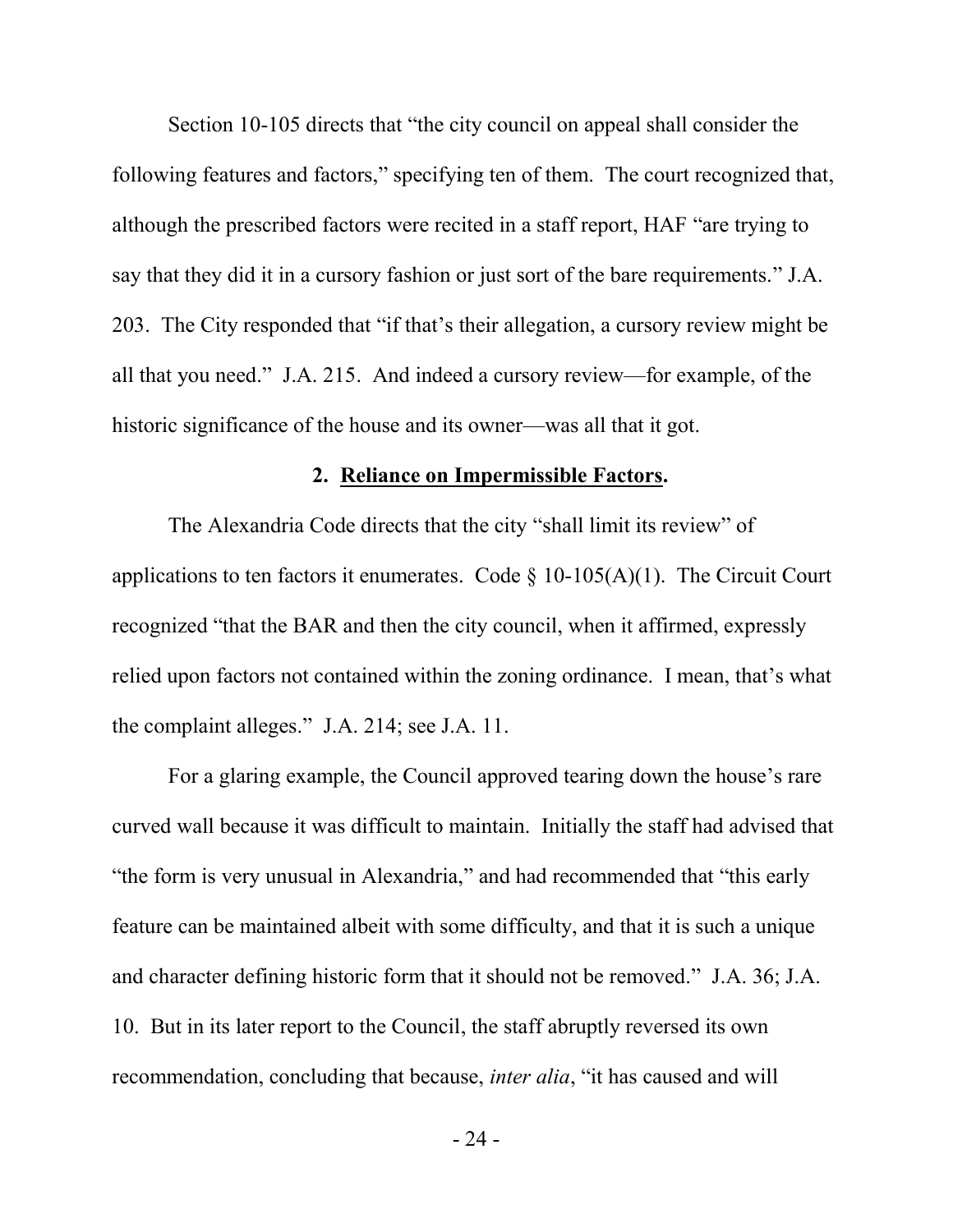Section 10-105 directs that "the city council on appeal shall consider the following features and factors," specifying ten of them. The court recognized that, although the prescribed factors were recited in a staff report, HAF "are trying to say that they did it in a cursory fashion or just sort of the bare requirements." J.A. 203. The City responded that "if that's their allegation, a cursory review might be all that you need." J.A. 215. And indeed a cursory review—for example, of the historic significance of the house and its owner—was all that it got.

**2. Reliance on Impermissible Factors.**

The Alexandria Code directs that the city "shall limit its review" of applications to ten factors it enumerates. Code § 10-105(A)(1). The Circuit Court recognized "that the BAR and then the city council, when it affirmed, expressly relied upon factors not contained within the zoning ordinance. I mean, that's what the complaint alleges." J.A. 214; see J.A. 11.

For a glaring example, the Council approved tearing down the house's rare curved wall because it was difficult to maintain. Initially the staff had advised that "the form is very unusual in Alexandria," and had recommended that "this early feature can be maintained albeit with some difficulty, and that it is such a unique and character defining historic form that it should not be removed." J.A. 36; J.A. 10. But in its later report to the Council, the staff abruptly reversed its own recommendation, concluding that because, *inter alia*, "it has caused and will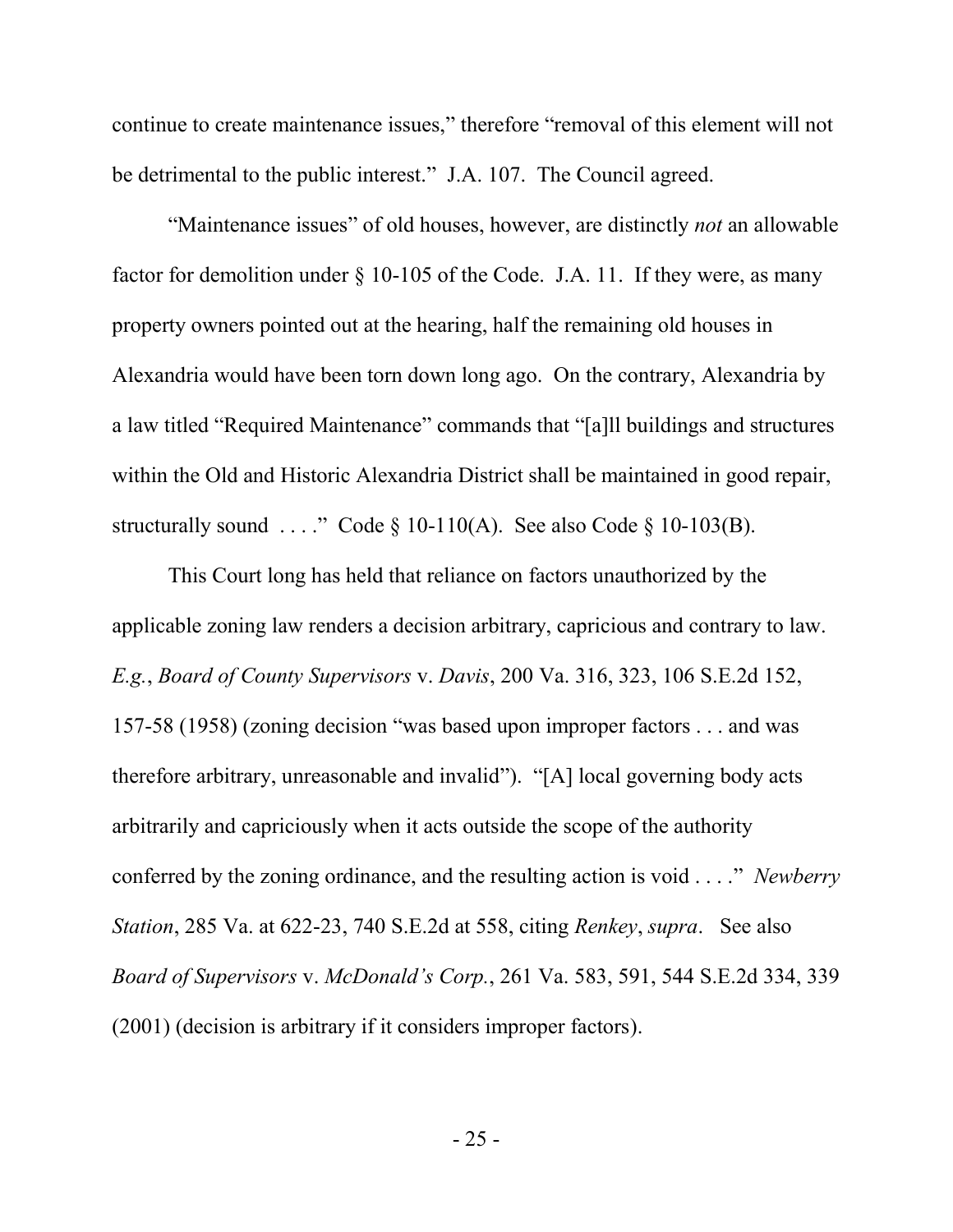continue to create maintenance issues," therefore "removal of this element will not be detrimental to the public interest." J.A. 107. The Council agreed.

"Maintenance issues" of old houses, however, are distinctly *not* an allowable factor for demolition under § 10-105 of the Code. J.A. 11. If they were, as many property owners pointed out at the hearing, half the remaining old houses in Alexandria would have been torn down long ago. On the contrary, Alexandria by a law titled "Required Maintenance" commands that "[a]ll buildings and structures within the Old and Historic Alexandria District shall be maintained in good repair, structurally sound . . . ." Code § 10-110(A). See also Code § 10-103(B).

This Court long has held that reliance on factors unauthorized by the applicable zoning law renders a decision arbitrary, capricious and contrary to law. *E.g.*, *Board of County Supervisors* v. *Davis*, 200 Va. 316, 323, 106 S.E.2d 152, 157-58 (1958) (zoning decision "was based upon improper factors . . . and was therefore arbitrary, unreasonable and invalid"). "[A] local governing body acts arbitrarily and capriciously when it acts outside the scope of the authority conferred by the zoning ordinance, and the resulting action is void . . . ." *Newberry Station*, 285 Va. at 622-23, 740 S.E.2d at 558, citing *Renkey*, *supra*. See also *Board of Supervisors* v. *McDonald's Corp.*, 261 Va. 583, 591, 544 S.E.2d 334, 339 (2001) (decision is arbitrary if it considers improper factors).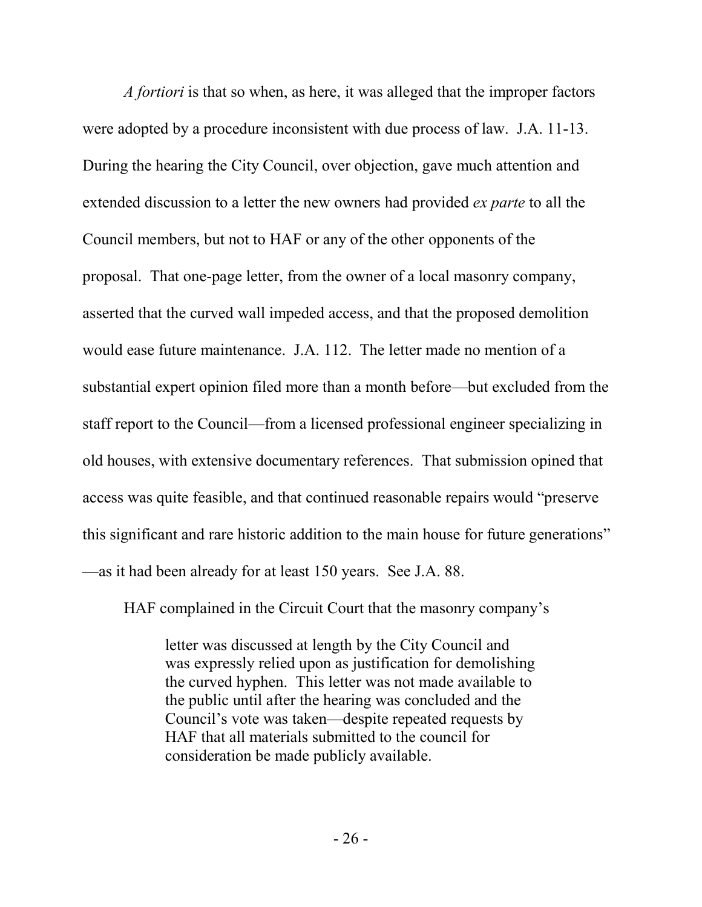*A fortiori* is that so when, as here, it was alleged that the improper factors were adopted by a procedure inconsistent with due process of law. J.A. 11-13. During the hearing the City Council, over objection, gave much attention and extended discussion to a letter the new owners had provided *ex parte* to all the Council members, but not to HAF or any of the other opponents of the proposal. That one-page letter, from the owner of a local masonry company, asserted that the curved wall impeded access, and that the proposed demolition would ease future maintenance. J.A. 112. The letter made no mention of a substantial expert opinion filed more than a month before—but excluded from the staff report to the Council—from a licensed professional engineer specializing in old houses, with extensive documentary references. That submission opined that access was quite feasible, and that continued reasonable repairs would "preserve this significant and rare historic addition to the main house for future generations" —as it had been already for at least 150 years. See J.A. 88.

HAF complained in the Circuit Court that the masonry company's

> letter was discussed at length by the City Council and was expressly relied upon as justification for demolishing the curved hyphen. This letter was not made available to the public until after the hearing was concluded and the Council's vote was taken—despite repeated requests by HAF that all materials submitted to the council for consideration be made publicly available.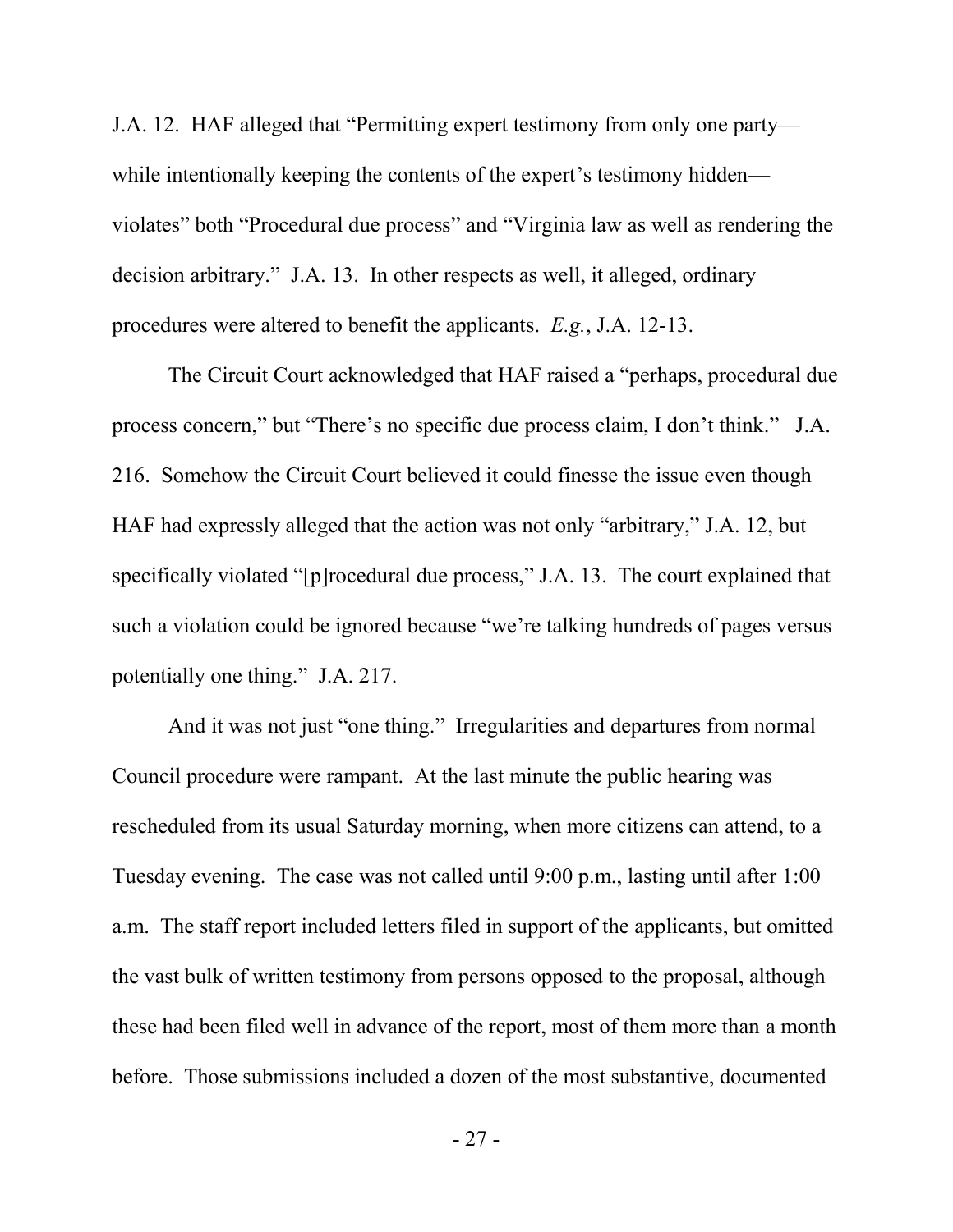J.A. 12. HAF alleged that "Permitting expert testimony from only one party—while intentionally keeping the contents of the expert's testimony hidden—violates" both "Procedural due process" and "Virginia law as well as rendering the decision arbitrary." J.A. 13. In other respects as well, it alleged, ordinary procedures were altered to benefit the applicants. *E.g.*, J.A. 12-13.

The Circuit Court acknowledged that HAF raised a "perhaps, procedural due process concern," but "There's no specific due process claim, I don't think." J.A. 216. Somehow the Circuit Court believed it could finesse the issue even though HAF had expressly alleged that the action was not only "arbitrary," J.A. 12, but specifically violated "[p]rocedural due process," J.A. 13. The court explained that such a violation could be ignored because "we're talking hundreds of pages versus potentially one thing." J.A. 217.

And it was not just "one thing." Irregularities and departures from normal Council procedure were rampant. At the last minute the public hearing was rescheduled from its usual Saturday morning, when more citizens can attend, to a Tuesday evening. The case was not called until 9:00 p.m., lasting until after 1:00 a.m. The staff report included letters filed in support of the applicants, but omitted the vast bulk of written testimony from persons opposed to the proposal, although these had been filed well in advance of the report, most of them more than a month before. Those submissions included a dozen of the most substantive, documented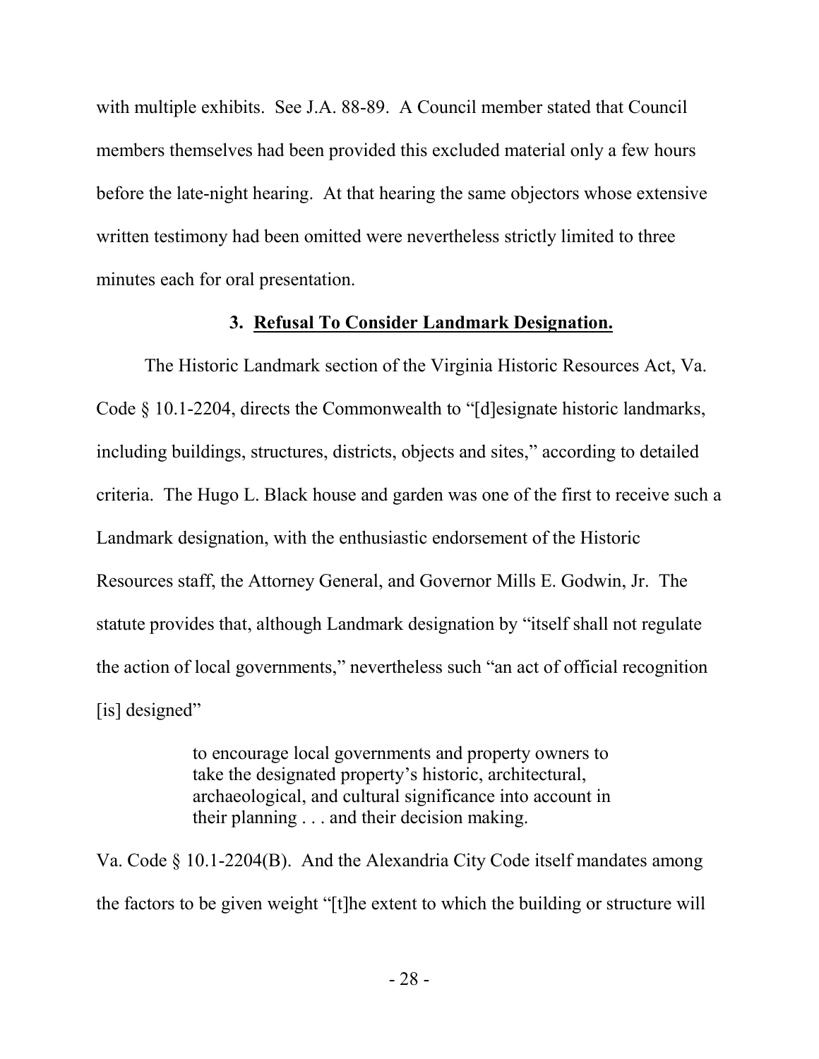with multiple exhibits. See J.A. 88-89. A Council member stated that Council members themselves had been provided this excluded material only a few hours before the late-night hearing. At that hearing the same objectors whose extensive written testimony had been omitted were nevertheless strictly limited to three minutes each for oral presentation.

### 3. Refusal To Consider Landmark Designation.

The Historic Landmark section of the Virginia Historic Resources Act, Va. Code § 10.1-2204, directs the Commonwealth to "[d]esignate historic landmarks, including buildings, structures, districts, objects and sites," according to detailed criteria. The Hugo L. Black house and garden was one of the first to receive such a Landmark designation, with the enthusiastic endorsement of the Historic Resources staff, the Attorney General, and Governor Mills E. Godwin, Jr. The statute provides that, although Landmark designation by "itself shall not regulate the action of local governments," nevertheless such "an act of official recognition [is] designed"

> to encourage local governments and property owners to take the designated property's historic, architectural, archaeological, and cultural significance into account in their planning . . . and their decision making.

Va. Code § 10.1-2204(B). And the Alexandria City Code itself mandates among the factors to be given weight "[t]he extent to which the building or structure will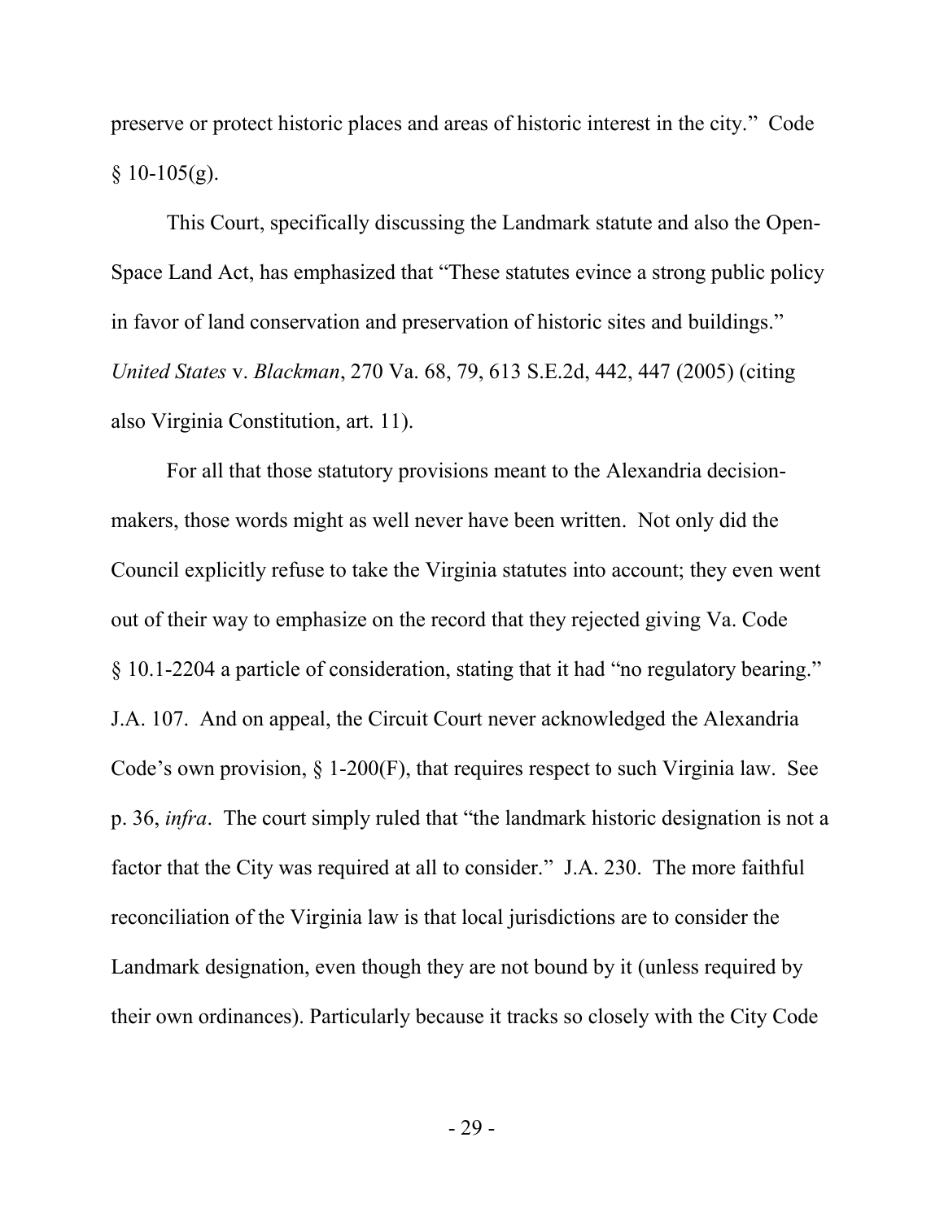preserve or protect historic places and areas of historic interest in the city." Code § 10-105(g).

This Court, specifically discussing the Landmark statute and also the Open-Space Land Act, has emphasized that "These statutes evince a strong public policy in favor of land conservation and preservation of historic sites and buildings." *United States* v. *Blackman*, 270 Va. 68, 79, 613 S.E.2d, 442, 447 (2005) (citing also Virginia Constitution, art. 11).

For all that those statutory provisions meant to the Alexandria decision-makers, those words might as well never have been written. Not only did the Council explicitly refuse to take the Virginia statutes into account; they even went out of their way to emphasize on the record that they rejected giving Va. Code § 10.1-2204 a particle of consideration, stating that it had "no regulatory bearing." J.A. 107. And on appeal, the Circuit Court never acknowledged the Alexandria Code's own provision, § 1-200(F), that requires respect to such Virginia law. See p. 36, *infra*. The court simply ruled that "the landmark historic designation is not a factor that the City was required at all to consider." J.A. 230. The more faithful reconciliation of the Virginia law is that local jurisdictions are to consider the Landmark designation, even though they are not bound by it (unless required by their own ordinances). Particularly because it tracks so closely with the City Code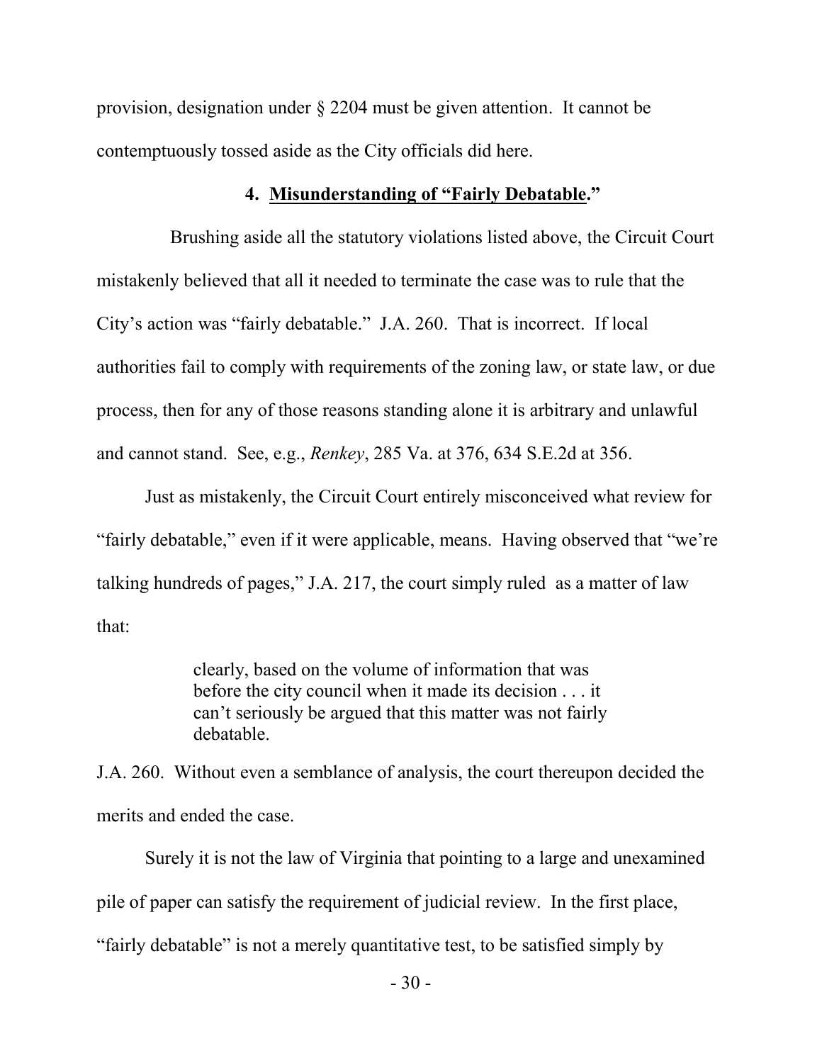provision, designation under § 2204 must be given attention. It cannot be contemptuously tossed aside as the City officials did here.

### 4. **Misunderstanding of "Fairly Debatable."**

Brushing aside all the statutory violations listed above, the Circuit Court mistakenly believed that all it needed to terminate the case was to rule that the City's action was "fairly debatable." J.A. 260. That is incorrect. If local authorities fail to comply with requirements of the zoning law, or state law, or due process, then for any of those reasons standing alone it is arbitrary and unlawful and cannot stand. See, e.g., *Renkey*, 285 Va. at 376, 634 S.E.2d at 356.

Just as mistakenly, the Circuit Court entirely misconceived what review for "fairly debatable," even if it were applicable, means. Having observed that "we're talking hundreds of pages," J.A. 217, the court simply ruled as a matter of law that:

> clearly, based on the volume of information that was before the city council when it made its decision . . . it can't seriously be argued that this matter was not fairly debatable.

J.A. 260. Without even a semblance of analysis, the court thereupon decided the merits and ended the case.

Surely it is not the law of Virginia that pointing to a large and unexamined pile of paper can satisfy the requirement of judicial review. In the first place, "fairly debatable" is not a merely quantitative test, to be satisfied simply by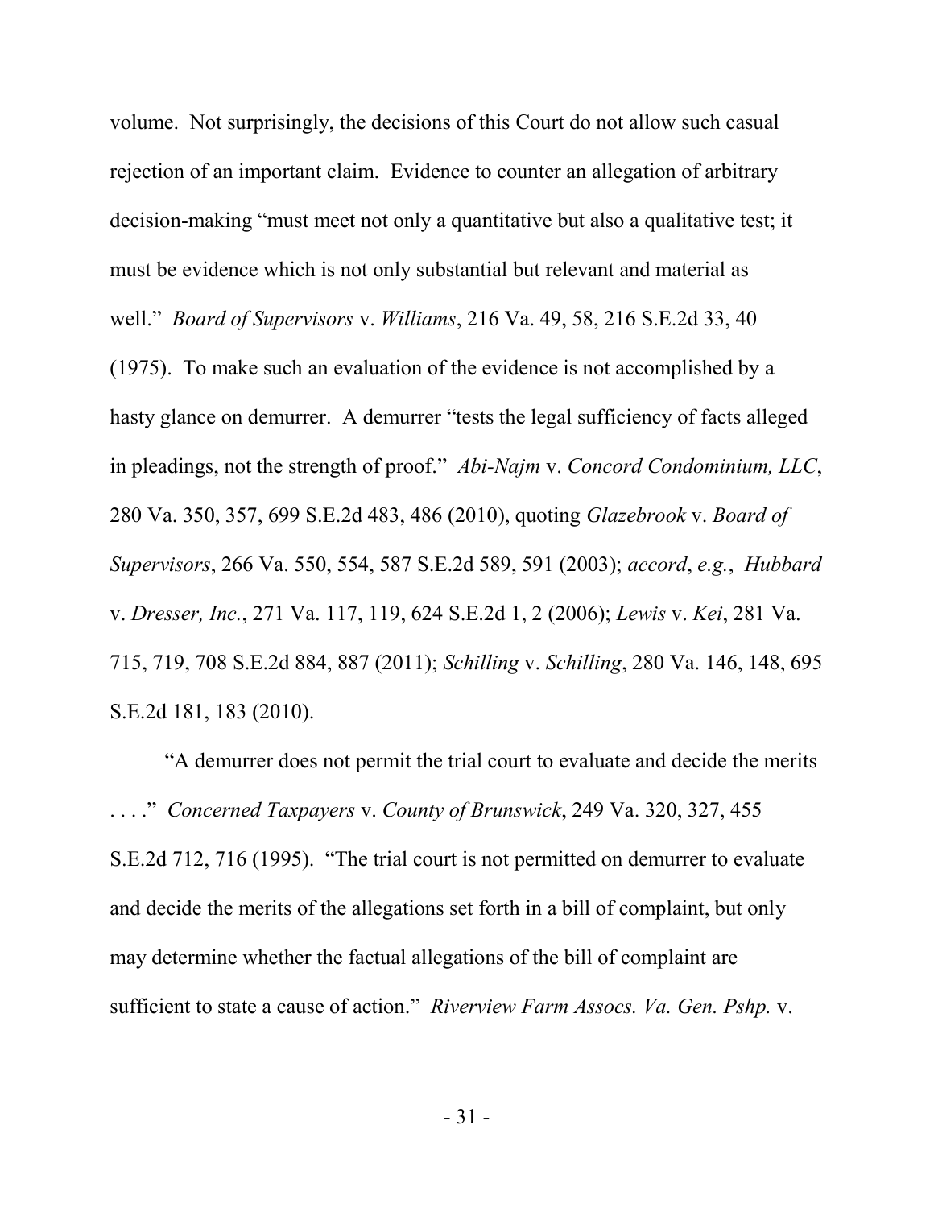volume. Not surprisingly, the decisions of this Court do not allow such casual rejection of an important claim. Evidence to counter an allegation of arbitrary decision-making "must meet not only a quantitative but also a qualitative test; it must be evidence which is not only substantial but relevant and material as well." *Board of Supervisors* v. *Williams*, 216 Va. 49, 58, 216 S.E.2d 33, 40 (1975). To make such an evaluation of the evidence is not accomplished by a hasty glance on demurrer. A demurrer "tests the legal sufficiency of facts alleged in pleadings, not the strength of proof." *Abi-Najm* v. *Concord Condominium, LLC*, 280 Va. 350, 357, 699 S.E.2d 483, 486 (2010), quoting *Glazebrook* v. *Board of Supervisors*, 266 Va. 550, 554, 587 S.E.2d 589, 591 (2003); *accord*, *e.g.*, *Hubbard* v. *Dresser, Inc.*, 271 Va. 117, 119, 624 S.E.2d 1, 2 (2006); *Lewis* v. *Kei*, 281 Va. 715, 719, 708 S.E.2d 884, 887 (2011); *Schilling* v. *Schilling*, 280 Va. 146, 148, 695 S.E.2d 181, 183 (2010).

"A demurrer does not permit the trial court to evaluate and decide the merits . . . ." *Concerned Taxpayers* v. *County of Brunswick*, 249 Va. 320, 327, 455 S.E.2d 712, 716 (1995). "The trial court is not permitted on demurrer to evaluate and decide the merits of the allegations set forth in a bill of complaint, but only may determine whether the factual allegations of the bill of complaint are sufficient to state a cause of action." *Riverview Farm Assocs. Va. Gen. Pshp.* v.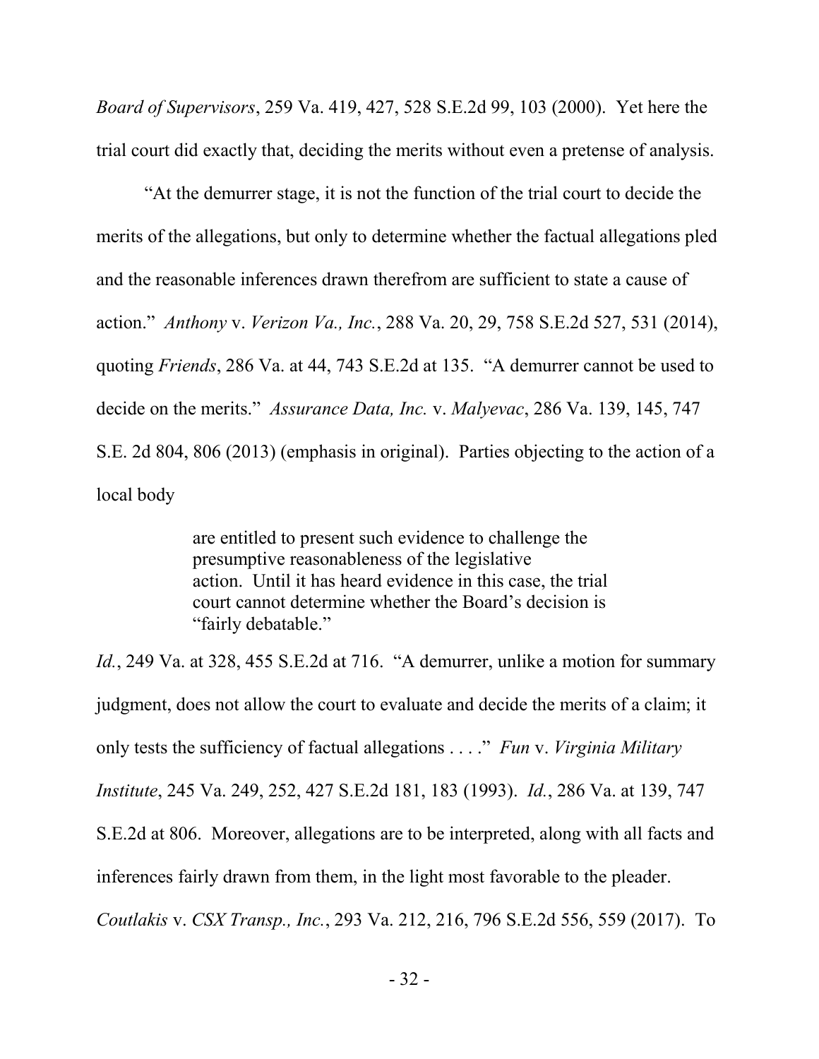*Board of Supervisors*, 259 Va. 419, 427, 528 S.E.2d 99, 103 (2000). Yet here the trial court did exactly that, deciding the merits without even a pretense of analysis.

"At the demurrer stage, it is not the function of the trial court to decide the merits of the allegations, but only to determine whether the factual allegations pled and the reasonable inferences drawn therefrom are sufficient to state a cause of action." *Anthony* v. *Verizon Va., Inc.*, 288 Va. 20, 29, 758 S.E.2d 527, 531 (2014), quoting *Friends*, 286 Va. at 44, 743 S.E.2d at 135. "A demurrer cannot be used to decide on the merits." *Assurance Data, Inc.* v. *Malyevac*, 286 Va. 139, 145, 747 S.E. 2d 804, 806 (2013) (emphasis in original). Parties objecting to the action of a local body

> are entitled to present such evidence to challenge the presumptive reasonableness of the legislative action. Until it has heard evidence in this case, the trial court cannot determine whether the Board's decision is "fairly debatable."

*Id.*, 249 Va. at 328, 455 S.E.2d at 716. "A demurrer, unlike a motion for summary judgment, does not allow the court to evaluate and decide the merits of a claim; it only tests the sufficiency of factual allegations . . . ." *Fun* v. *Virginia Military Institute*, 245 Va. 249, 252, 427 S.E.2d 181, 183 (1993). *Id.*, 286 Va. at 139, 747 S.E.2d at 806. Moreover, allegations are to be interpreted, along with all facts and inferences fairly drawn from them, in the light most favorable to the pleader. *Coutlakis* v. *CSX Transp., Inc.*, 293 Va. 212, 216, 796 S.E.2d 556, 559 (2017). To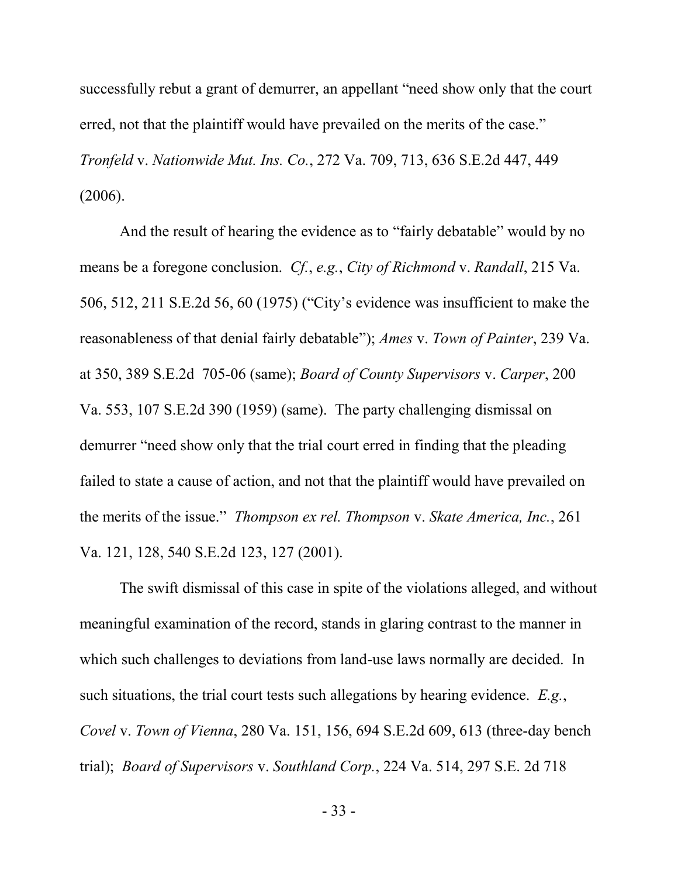successfully rebut a grant of demurrer, an appellant "need show only that the court erred, not that the plaintiff would have prevailed on the merits of the case." *Tronfeld* v. *Nationwide Mut. Ins. Co.*, 272 Va. 709, 713, 636 S.E.2d 447, 449 (2006).

And the result of hearing the evidence as to "fairly debatable" would by no means be a foregone conclusion. *Cf.*, *e.g.*, *City of Richmond* v. *Randall*, 215 Va. 506, 512, 211 S.E.2d 56, 60 (1975) ("City's evidence was insufficient to make the reasonableness of that denial fairly debatable"); *Ames* v. *Town of Painter*, 239 Va. at 350, 389 S.E.2d 705-06 (same); *Board of County Supervisors* v. *Carper*, 200 Va. 553, 107 S.E.2d 390 (1959) (same). The party challenging dismissal on demurrer "need show only that the trial court erred in finding that the pleading failed to state a cause of action, and not that the plaintiff would have prevailed on the merits of the issue." *Thompson ex rel. Thompson* v. *Skate America, Inc.*, 261 Va. 121, 128, 540 S.E.2d 123, 127 (2001).

The swift dismissal of this case in spite of the violations alleged, and without meaningful examination of the record, stands in glaring contrast to the manner in which such challenges to deviations from land-use laws normally are decided. In such situations, the trial court tests such allegations by hearing evidence. *E.g.*, *Covel* v. *Town of Vienna*, 280 Va. 151, 156, 694 S.E.2d 609, 613 (three-day bench trial); *Board of Supervisors* v. *Southland Corp.*, 224 Va. 514, 297 S.E. 2d 718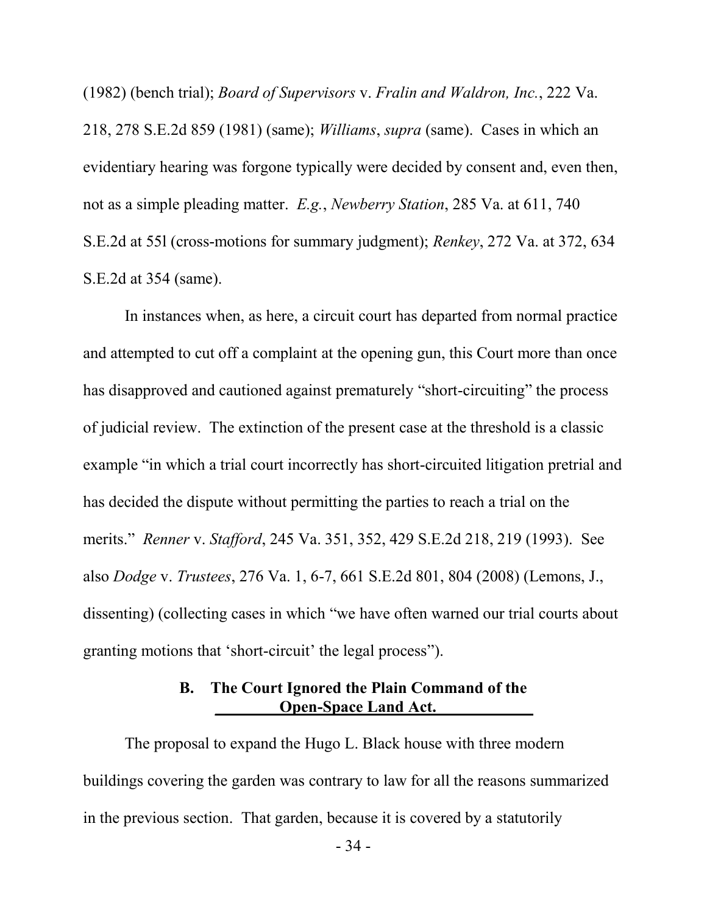(1982) (bench trial); *Board of Supervisors* v. *Fralin and Waldron, Inc.*, 222 Va. 218, 278 S.E.2d 859 (1981) (same); *Williams*, *supra* (same). Cases in which an evidentiary hearing was forgone typically were decided by consent and, even then, not as a simple pleading matter. *E.g.*, *Newberry Station*, 285 Va. at 611, 740 S.E.2d at 55l (cross-motions for summary judgment); *Renkey*, 272 Va. at 372, 634 S.E.2d at 354 (same).

In instances when, as here, a circuit court has departed from normal practice and attempted to cut off a complaint at the opening gun, this Court more than once has disapproved and cautioned against prematurely "short-circuiting" the process of judicial review. The extinction of the present case at the threshold is a classic example "in which a trial court incorrectly has short-circuited litigation pretrial and has decided the dispute without permitting the parties to reach a trial on the merits." *Renner* v. *Stafford*, 245 Va. 351, 352, 429 S.E.2d 218, 219 (1993). See also *Dodge* v. *Trustees*, 276 Va. 1, 6-7, 661 S.E.2d 801, 804 (2008) (Lemons, J., dissenting) (collecting cases in which "we have often warned our trial courts about granting motions that 'short-circuit' the legal process").

### B. The Court Ignored the Plain Command of the Open-Space Land Act.

The proposal to expand the Hugo L. Black house with three modern buildings covering the garden was contrary to law for all the reasons summarized in the previous section. That garden, because it is covered by a statutorily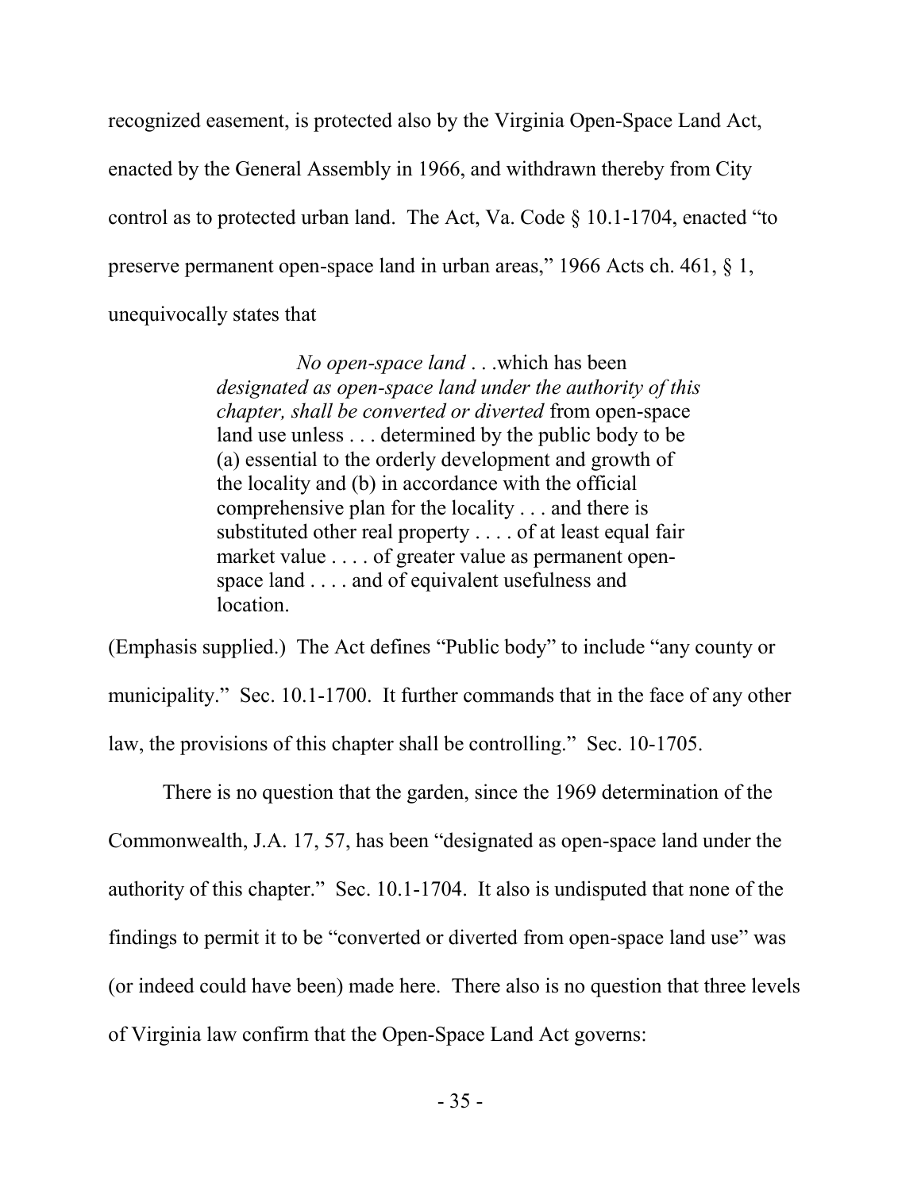recognized easement, is protected also by the Virginia Open-Space Land Act, enacted by the General Assembly in 1966, and withdrawn thereby from City control as to protected urban land. The Act, Va. Code § 10.1-1704, enacted "to preserve permanent open-space land in urban areas," 1966 Acts ch. 461, § 1, unequivocally states that

> *No open-space land* . . .which has been *designated as open-space land under the authority of this chapter, shall be converted or diverted* from open-space land use unless . . . determined by the public body to be (a) essential to the orderly development and growth of the locality and (b) in accordance with the official comprehensive plan for the locality . . . and there is substituted other real property . . . . of at least equal fair market value . . . . of greater value as permanent open-space land . . . . and of equivalent usefulness and location.

(Emphasis supplied.) The Act defines "Public body" to include "any county or municipality." Sec. 10.1-1700. It further commands that in the face of any other law, the provisions of this chapter shall be controlling." Sec. 10-1705.

There is no question that the garden, since the 1969 determination of the Commonwealth, J.A. 17, 57, has been "designated as open-space land under the authority of this chapter." Sec. 10.1-1704. It also is undisputed that none of the findings to permit it to be "converted or diverted from open-space land use" was (or indeed could have been) made here. There also is no question that three levels of Virginia law confirm that the Open-Space Land Act governs: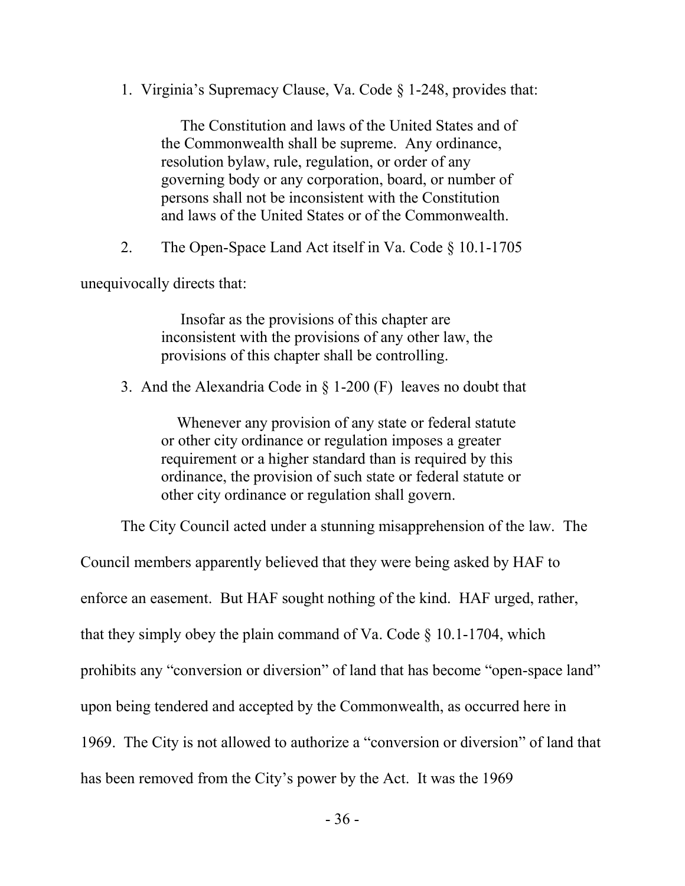1. Virginia's Supremacy Clause, Va. Code § 1-248, provides that:

> The Constitution and laws of the United States and of the Commonwealth shall be supreme. Any ordinance, resolution bylaw, rule, regulation, or order of any governing body or any corporation, board, or number of persons shall not be inconsistent with the Constitution and laws of the United States or of the Commonwealth.

2. The Open-Space Land Act itself in Va. Code § 10.1-1705 unequivocally directs that:

> Insofar as the provisions of this chapter are inconsistent with the provisions of any other law, the provisions of this chapter shall be controlling.

3. And the Alexandria Code in § 1-200 (F) leaves no doubt that

> Whenever any provision of any state or federal statute or other city ordinance or regulation imposes a greater requirement or a higher standard than is required by this ordinance, the provision of such state or federal statute or other city ordinance or regulation shall govern.

The City Council acted under a stunning misapprehension of the law. The Council members apparently believed that they were being asked by HAF to enforce an easement. But HAF sought nothing of the kind. HAF urged, rather, that they simply obey the plain command of Va. Code § 10.1-1704, which prohibits any "conversion or diversion" of land that has become "open-space land" upon being tendered and accepted by the Commonwealth, as occurred here in 1969. The City is not allowed to authorize a "conversion or diversion" of land that has been removed from the City's power by the Act. It was the 1969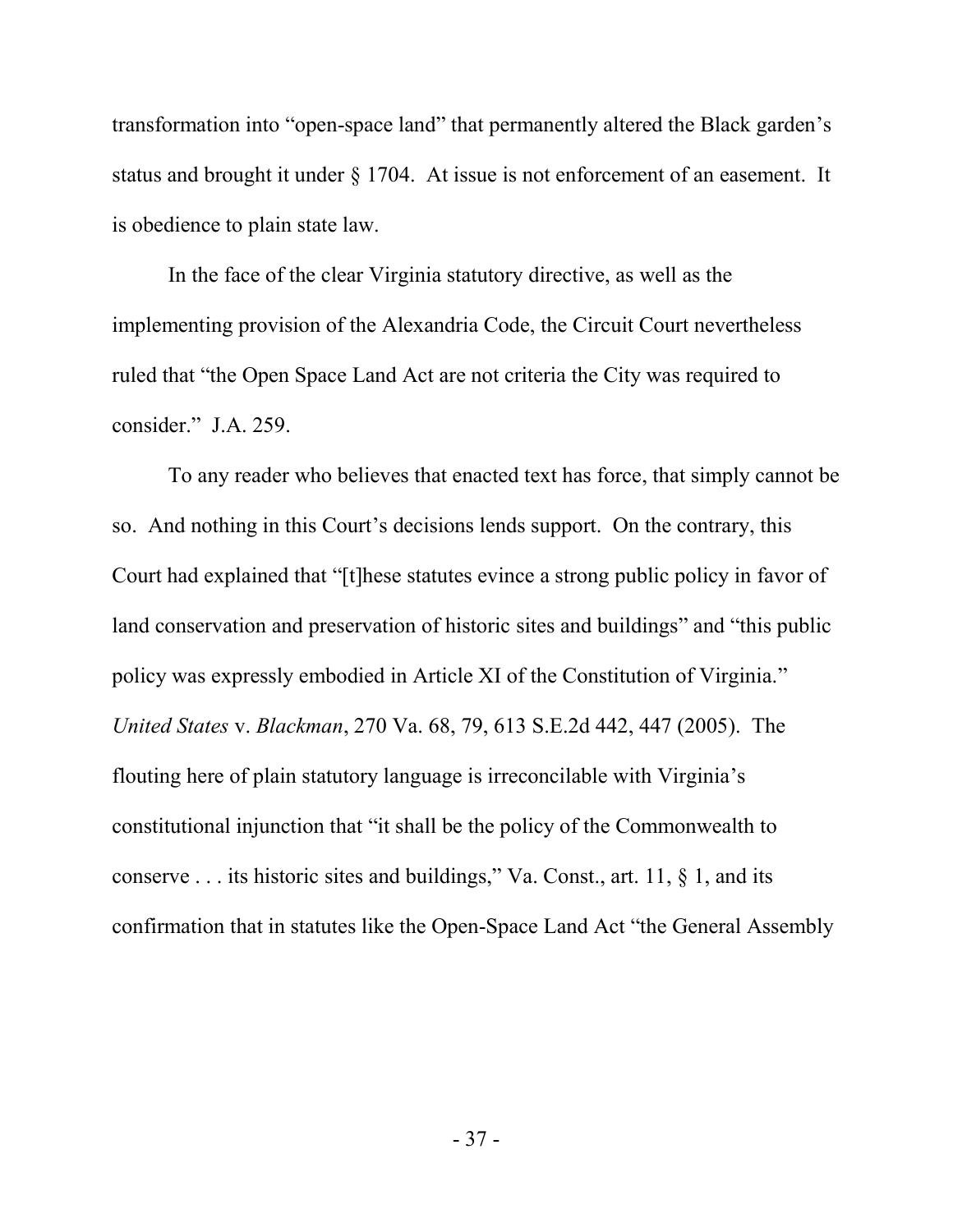transformation into "open-space land" that permanently altered the Black garden's status and brought it under § 1704. At issue is not enforcement of an easement. It is obedience to plain state law.

In the face of the clear Virginia statutory directive, as well as the implementing provision of the Alexandria Code, the Circuit Court nevertheless ruled that "the Open Space Land Act are not criteria the City was required to consider." J.A. 259.

To any reader who believes that enacted text has force, that simply cannot be so. And nothing in this Court's decisions lends support. On the contrary, this Court had explained that "[t]hese statutes evince a strong public policy in favor of land conservation and preservation of historic sites and buildings" and "this public policy was expressly embodied in Article XI of the Constitution of Virginia." *United States* v. *Blackman*, 270 Va. 68, 79, 613 S.E.2d 442, 447 (2005). The flouting here of plain statutory language is irreconcilable with Virginia's constitutional injunction that "it shall be the policy of the Commonwealth to conserve . . . its historic sites and buildings," Va. Const., art. 11, § 1, and its confirmation that in statutes like the Open-Space Land Act "the General Assembly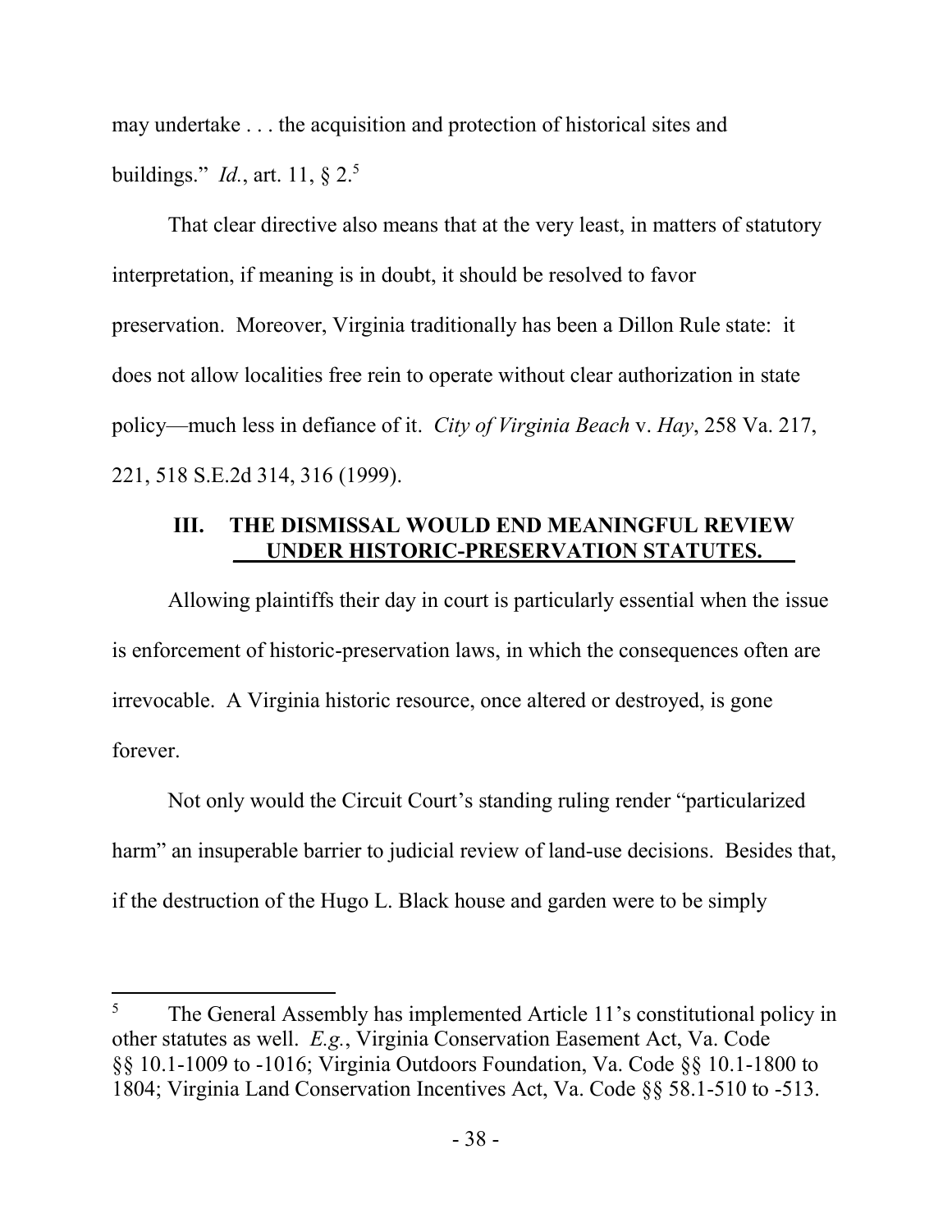may undertake . . . the acquisition and protection of historical sites and buildings." *Id.*, art. 11, § 2.[5]

That clear directive also means that at the very least, in matters of statutory interpretation, if meaning is in doubt, it should be resolved to favor preservation. Moreover, Virginia traditionally has been a Dillon Rule state: it does not allow localities free rein to operate without clear authorization in state policy—much less in defiance of it. *City of Virginia Beach* v. *Hay*, 258 Va. 217, 221, 518 S.E.2d 314, 316 (1999).

## III. THE DISMISSAL WOULD END MEANINGFUL REVIEW UNDER HISTORIC-PRESERVATION STATUTES.

Allowing plaintiffs their day in court is particularly essential when the issue is enforcement of historic-preservation laws, in which the consequences often are irrevocable. A Virginia historic resource, once altered or destroyed, is gone forever.

Not only would the Circuit Court's standing ruling render "particularized harm" an insuperable barrier to judicial review of land-use decisions. Besides that, if the destruction of the Hugo L. Black house and garden were to be simply

---

[5] The General Assembly has implemented Article 11's constitutional policy in other statutes as well. *E.g.*, Virginia Conservation Easement Act, Va. Code §§ 10.1-1009 to -1016; Virginia Outdoors Foundation, Va. Code §§ 10.1-1800 to 1804; Virginia Land Conservation Incentives Act, Va. Code §§ 58.1-510 to -513.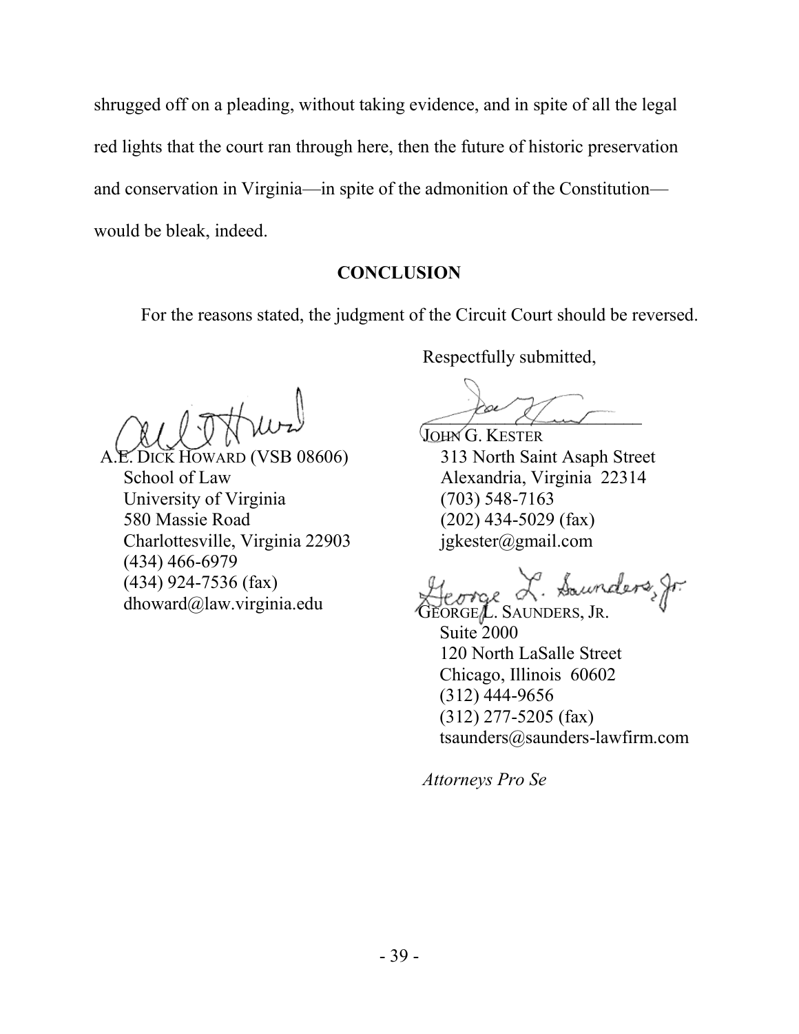shrugged off on a pleading, without taking evidence, and in spite of all the legal red lights that the court ran through here, then the future of historic preservation and conservation in Virginia—in spite of the admonition of the Constitution—would be bleak, indeed.

## CONCLUSION

For the reasons stated, the judgment of the Circuit Court should be reversed.

Respectfully submitted,

A.E. DICK HOWARD (VSB 08606)
School of Law
University of Virginia
580 Massie Road
Charlottesville, Virginia 22903
(434) 466-6979
(434) 924-7536 (fax)
dhoward@law.virginia.edu

JOHN G. KESTER
313 North Saint Asaph Street
Alexandria, Virginia 22314
(703) 548-7163
(202) 434-5029 (fax)
jgkester@gmail.com

GEORGE L. SAUNDERS, JR.
Suite 2000
120 North LaSalle Street
Chicago, Illinois 60602
(312) 444-9656
(312) 277-5205 (fax)
tsaunders@saunders-lawfirm.com

*Attorneys Pro Se*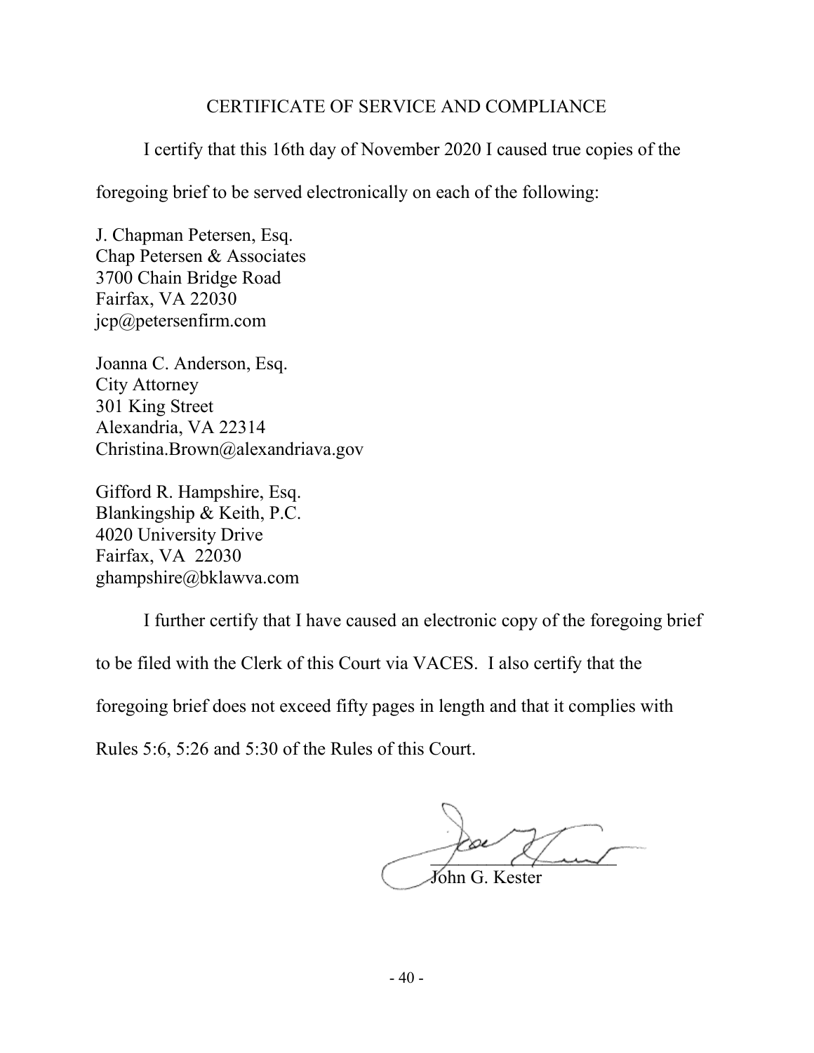## CERTIFICATE OF SERVICE AND COMPLIANCE

I certify that this 16th day of November 2020 I caused true copies of the foregoing brief to be served electronically on each of the following:

J. Chapman Petersen, Esq.
Chap Petersen & Associates
3700 Chain Bridge Road
Fairfax, VA 22030
jcp@petersenfirm.com

Joanna C. Anderson, Esq.
City Attorney
301 King Street
Alexandria, VA 22314
Christina.Brown@alexandriava.gov

Gifford R. Hampshire, Esq.
Blankingship & Keith, P.C.
4020 University Drive
Fairfax, VA 22030
ghampshire@bklawva.com

I further certify that I have caused an electronic copy of the foregoing brief to be filed with the Clerk of this Court via VACES. I also certify that the foregoing brief does not exceed fifty pages in length and that it complies with Rules 5:6, 5:26 and 5:30 of the Rules of this Court.

John G. Kester